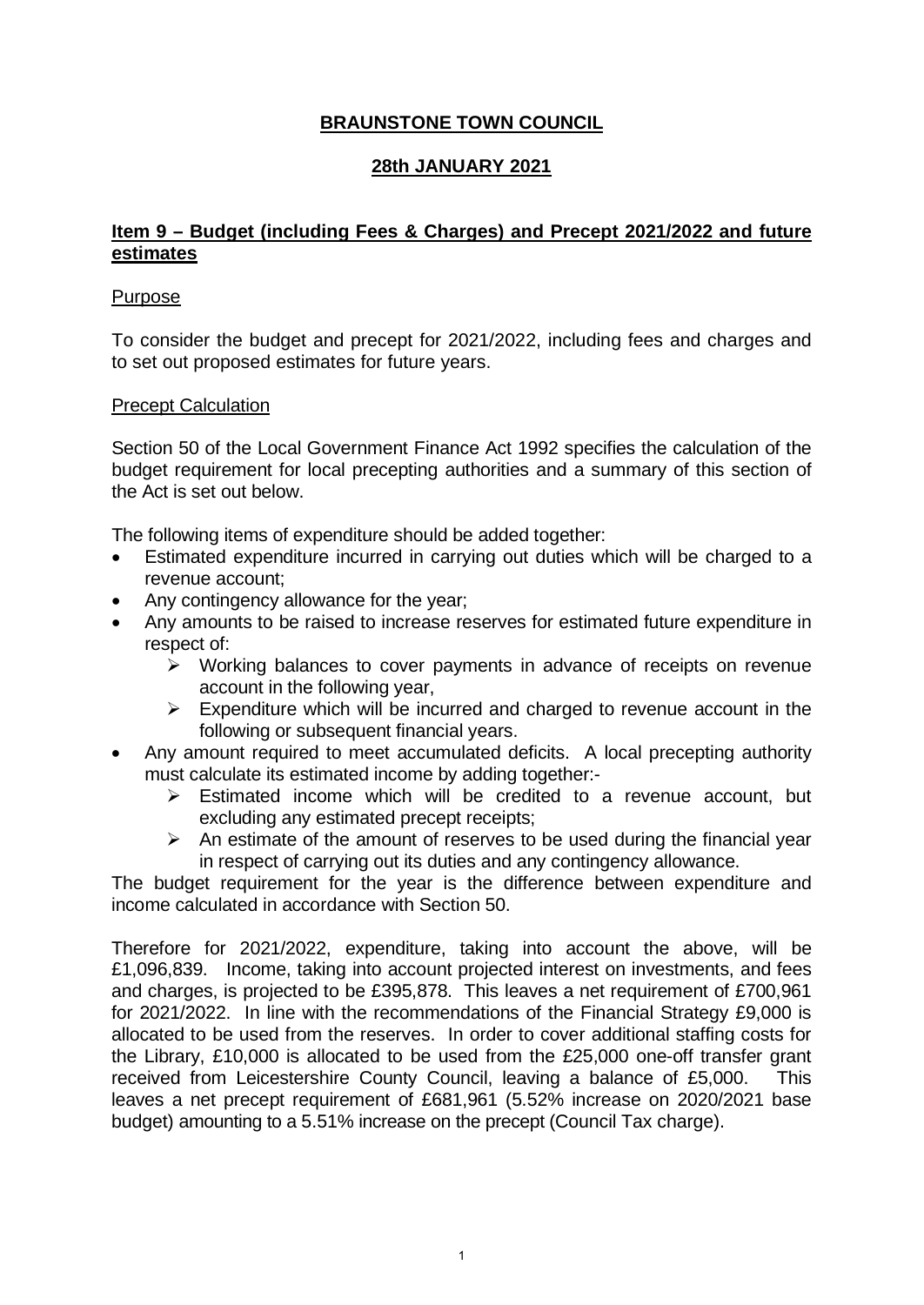# BRAUNSTONE TOWN COUNCIL

## 28th JANUARY 2021

## Item 9 – Budget (including Fees & Charges) and Precept 2021/2022 and future estimates

### Purpose

To consider the budget and precept for 2021/2022, including fees and charges and to set out proposed estimates for future years.

### Precept Calculation

Section 50 of the Local Government Finance Act 1992 specifies the calculation of the budget requirement for local precepting authorities and a summary of this section of the Act is set out below.

The following items of expenditure should be added together:

- Estimated expenditure incurred in carrying out duties which will be charged to a revenue account;
- Any contingency allowance for the year;
- Any amounts to be raised to increase reserves for estimated future expenditure in respect of:
  - Working balances to cover payments in advance of receipts on revenue account in the following year,
  - Expenditure which will be incurred and charged to revenue account in the following or subsequent financial years.
- Any amount required to meet accumulated deficits. A local precepting authority must calculate its estimated income by adding together:-
  - Estimated income which will be credited to a revenue account, but excluding any estimated precept receipts;
  - An estimate of the amount of reserves to be used during the financial year in respect of carrying out its duties and any contingency allowance.

The budget requirement for the year is the difference between expenditure and income calculated in accordance with Section 50.

Therefore for 2021/2022, expenditure, taking into account the above, will be £1,096,839. Income, taking into account projected interest on investments, and fees and charges, is projected to be £395,878. This leaves a net requirement of £700,961 for 2021/2022. In line with the recommendations of the Financial Strategy £9,000 is allocated to be used from the reserves. In order to cover additional staffing costs for the Library, £10,000 is allocated to be used from the £25,000 one-off transfer grant received from Leicestershire County Council, leaving a balance of £5,000. This leaves a net precept requirement of £681,961 (5.52% increase on 2020/2021 base budget) amounting to a 5.51% increase on the precept (Council Tax charge).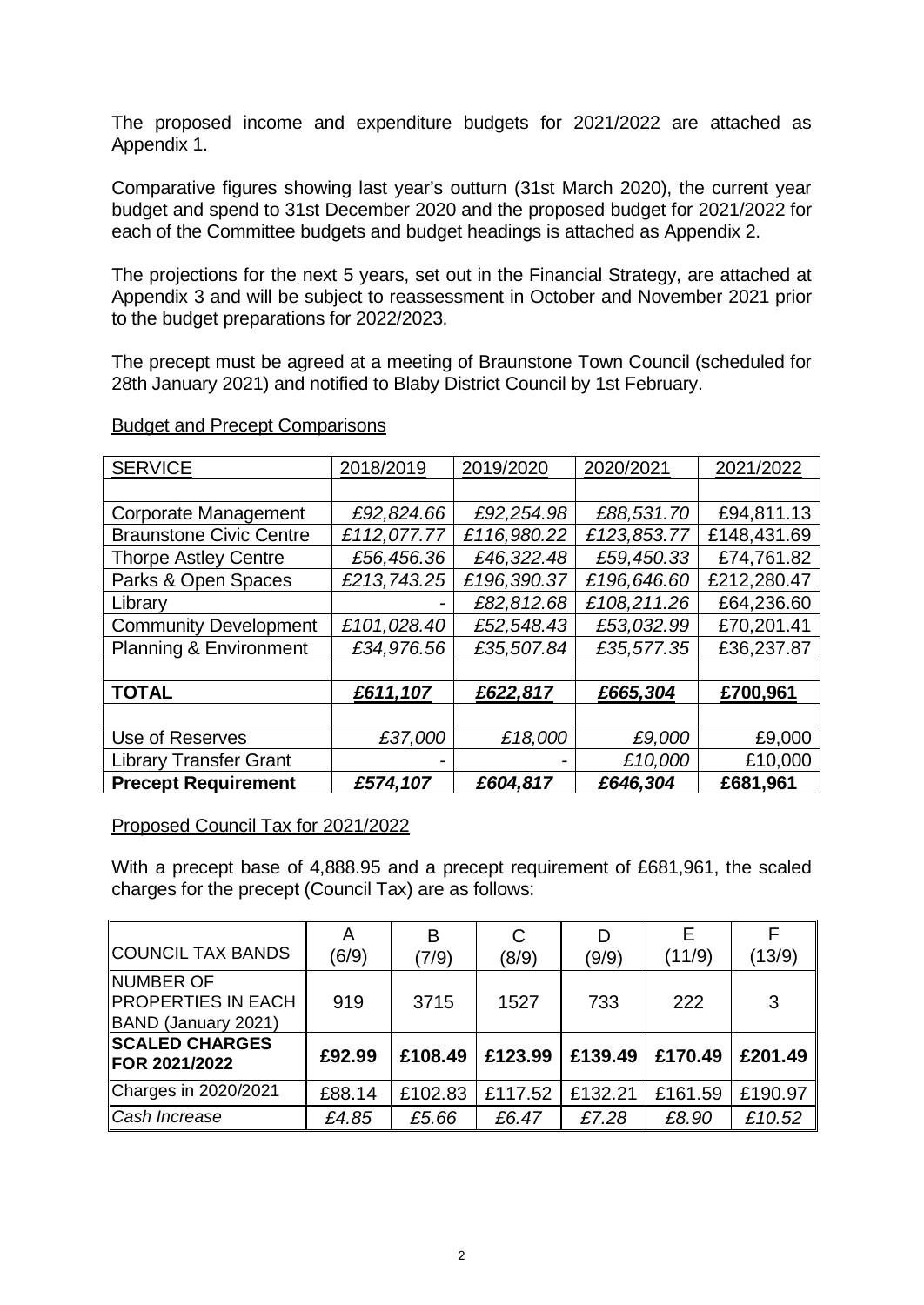The proposed income and expenditure budgets for 2021/2022 are attached as Appendix 1.

Comparative figures showing last year's outturn (31st March 2020), the current year budget and spend to 31st December 2020 and the proposed budget for 2021/2022 for each of the Committee budgets and budget headings is attached as Appendix 2.

The projections for the next 5 years, set out in the Financial Strategy, are attached at Appendix 3 and will be subject to reassessment in October and November 2021 prior to the budget preparations for 2022/2023.

The precept must be agreed at a meeting of Braunstone Town Council (scheduled for 28th January 2021) and notified to Blaby District Council by 1st February.

Budget and Precept Comparisons

| SERVICE | 2018/2019 | 2019/2020 | 2020/2021 | 2021/2022 |
|---|---|---|---|---|
| | | | | |
| Corporate Management | *£92,824.66* | *£92,254.98* | *£88,531.70* | £94,811.13 |
| Braunstone Civic Centre | *£112,077.77* | *£116,980.22* | *£123,853.77* | £148,431.69 |
| Thorpe Astley Centre | *£56,456.36* | *£46,322.48* | *£59,450.33* | £74,761.82 |
| Parks & Open Spaces | *£213,743.25* | *£196,390.37* | *£196,646.60* | £212,280.47 |
| Library | - | *£82,812.68* | *£108,211.26* | £64,236.60 |
| Community Development | *£101,028.40* | *£52,548.43* | *£53,032.99* | £70,201.41 |
| Planning & Environment | *£34,976.56* | *£35,507.84* | *£35,577.35* | £36,237.87 |
| | | | | |
| **TOTAL** | ***£611,107*** | ***£622,817*** | ***£665,304*** | **£700,961** |
| | | | | |
| Use of Reserves | *£37,000* | *£18,000* | *£9,000* | £9,000 |
| Library Transfer Grant | - | - | *£10,000* | £10,000 |
| **Precept Requirement** | ***£574,107*** | ***£604,817*** | ***£646,304*** | **£681,961** |

Proposed Council Tax for 2021/2022

With a precept base of 4,888.95 and a precept requirement of £681,961, the scaled charges for the precept (Council Tax) are as follows:

| COUNCIL TAX BANDS | A (6/9) | B (7/9) | C (8/9) | D (9/9) | E (11/9) | F (13/9) |
|---|---|---|---|---|---|---|
| NUMBER OF PROPERTIES IN EACH BAND (January 2021) | 919 | 3715 | 1527 | 733 | 222 | 3 |
| **SCALED CHARGES FOR 2021/2022** | **£92.99** | **£108.49** | **£123.99** | **£139.49** | **£170.49** | **£201.49** |
| Charges in 2020/2021 | £88.14 | £102.83 | £117.52 | £132.21 | £161.59 | £190.97 |
| *Cash Increase* | *£4.85* | *£5.66* | *£6.47* | *£7.28* | *£8.90* | *£10.52* |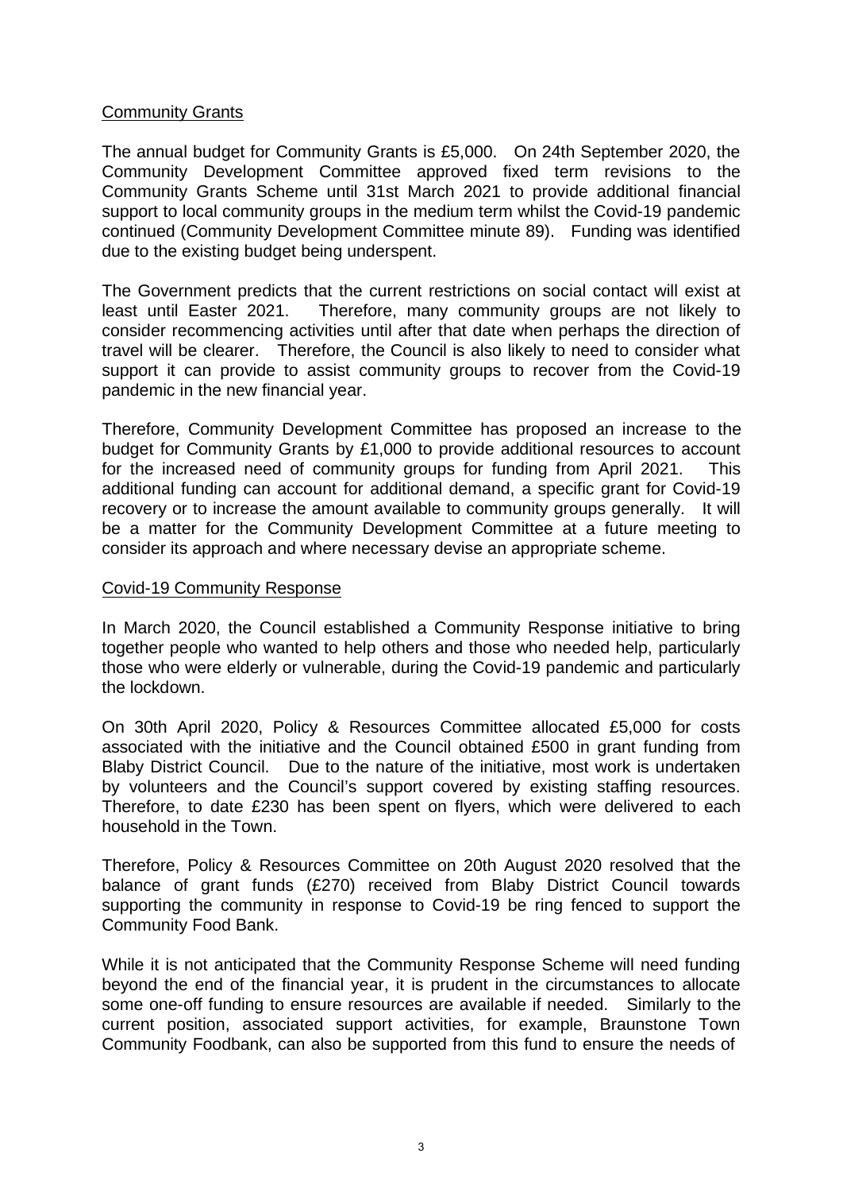## Community Grants

The annual budget for Community Grants is £5,000. On 24th September 2020, the Community Development Committee approved fixed term revisions to the Community Grants Scheme until 31st March 2021 to provide additional financial support to local community groups in the medium term whilst the Covid-19 pandemic continued (Community Development Committee minute 89). Funding was identified due to the existing budget being underspent.

The Government predicts that the current restrictions on social contact will exist at least until Easter 2021. Therefore, many community groups are not likely to consider recommencing activities until after that date when perhaps the direction of travel will be clearer. Therefore, the Council is also likely to need to consider what support it can provide to assist community groups to recover from the Covid-19 pandemic in the new financial year.

Therefore, Community Development Committee has proposed an increase to the budget for Community Grants by £1,000 to provide additional resources to account for the increased need of community groups for funding from April 2021. This additional funding can account for additional demand, a specific grant for Covid-19 recovery or to increase the amount available to community groups generally. It will be a matter for the Community Development Committee at a future meeting to consider its approach and where necessary devise an appropriate scheme.

## Covid-19 Community Response

In March 2020, the Council established a Community Response initiative to bring together people who wanted to help others and those who needed help, particularly those who were elderly or vulnerable, during the Covid-19 pandemic and particularly the lockdown.

On 30th April 2020, Policy & Resources Committee allocated £5,000 for costs associated with the initiative and the Council obtained £500 in grant funding from Blaby District Council. Due to the nature of the initiative, most work is undertaken by volunteers and the Council's support covered by existing staffing resources. Therefore, to date £230 has been spent on flyers, which were delivered to each household in the Town.

Therefore, Policy & Resources Committee on 20th August 2020 resolved that the balance of grant funds (£270) received from Blaby District Council towards supporting the community in response to Covid-19 be ring fenced to support the Community Food Bank.

While it is not anticipated that the Community Response Scheme will need funding beyond the end of the financial year, it is prudent in the circumstances to allocate some one-off funding to ensure resources are available if needed. Similarly to the current position, associated support activities, for example, Braunstone Town Community Foodbank, can also be supported from this fund to ensure the needs of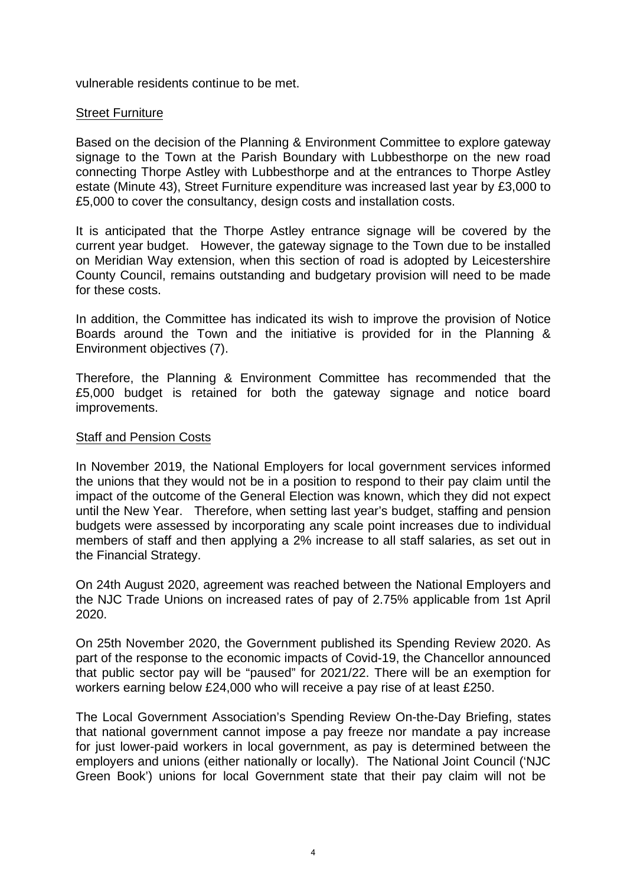vulnerable residents continue to be met.

<u>Street Furniture</u>

Based on the decision of the Planning & Environment Committee to explore gateway signage to the Town at the Parish Boundary with Lubbesthorpe on the new road connecting Thorpe Astley with Lubbesthorpe and at the entrances to Thorpe Astley estate (Minute 43), Street Furniture expenditure was increased last year by £3,000 to £5,000 to cover the consultancy, design costs and installation costs.

It is anticipated that the Thorpe Astley entrance signage will be covered by the current year budget. However, the gateway signage to the Town due to be installed on Meridian Way extension, when this section of road is adopted by Leicestershire County Council, remains outstanding and budgetary provision will need to be made for these costs.

In addition, the Committee has indicated its wish to improve the provision of Notice Boards around the Town and the initiative is provided for in the Planning & Environment objectives (7).

Therefore, the Planning & Environment Committee has recommended that the £5,000 budget is retained for both the gateway signage and notice board improvements.

<u>Staff and Pension Costs</u>

In November 2019, the National Employers for local government services informed the unions that they would not be in a position to respond to their pay claim until the impact of the outcome of the General Election was known, which they did not expect until the New Year. Therefore, when setting last year's budget, staffing and pension budgets were assessed by incorporating any scale point increases due to individual members of staff and then applying a 2% increase to all staff salaries, as set out in the Financial Strategy.

On 24th August 2020, agreement was reached between the National Employers and the NJC Trade Unions on increased rates of pay of 2.75% applicable from 1st April 2020.

On 25th November 2020, the Government published its Spending Review 2020. As part of the response to the economic impacts of Covid-19, the Chancellor announced that public sector pay will be "paused" for 2021/22. There will be an exemption for workers earning below £24,000 who will receive a pay rise of at least £250.

The Local Government Association's Spending Review On-the-Day Briefing, states that national government cannot impose a pay freeze nor mandate a pay increase for just lower-paid workers in local government, as pay is determined between the employers and unions (either nationally or locally). The National Joint Council ('NJC Green Book') unions for local Government state that their pay claim will not be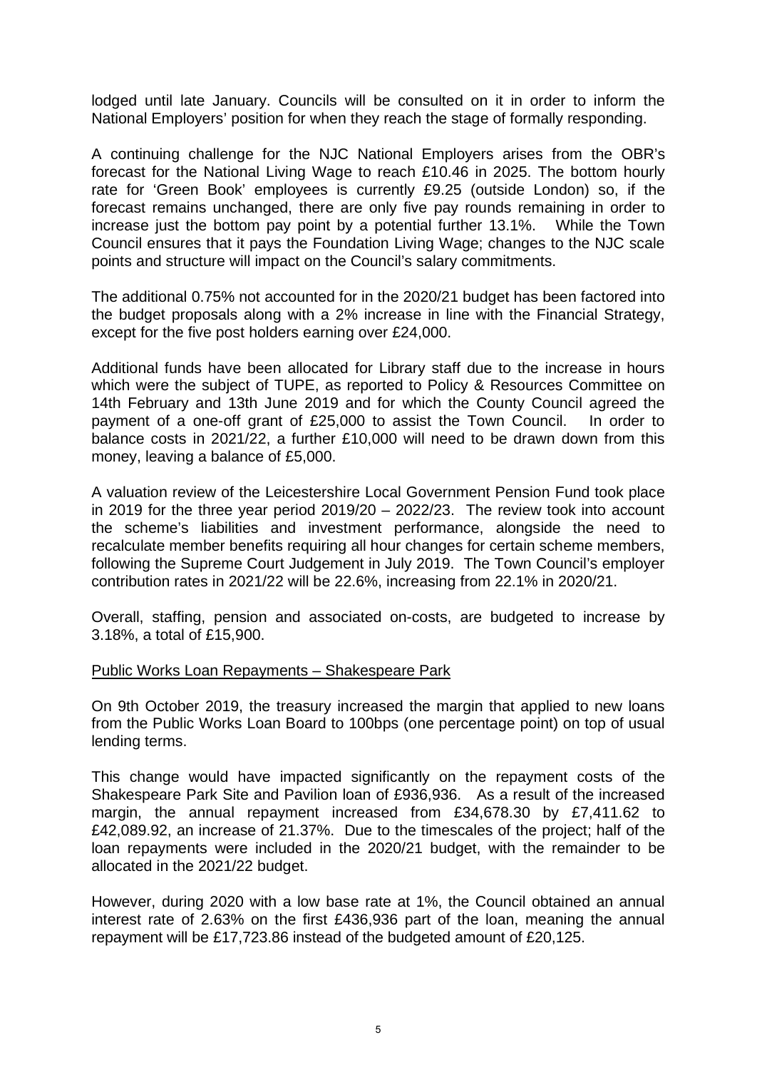lodged until late January. Councils will be consulted on it in order to inform the National Employers' position for when they reach the stage of formally responding.

A continuing challenge for the NJC National Employers arises from the OBR's forecast for the National Living Wage to reach £10.46 in 2025. The bottom hourly rate for 'Green Book' employees is currently £9.25 (outside London) so, if the forecast remains unchanged, there are only five pay rounds remaining in order to increase just the bottom pay point by a potential further 13.1%. While the Town Council ensures that it pays the Foundation Living Wage; changes to the NJC scale points and structure will impact on the Council's salary commitments.

The additional 0.75% not accounted for in the 2020/21 budget has been factored into the budget proposals along with a 2% increase in line with the Financial Strategy, except for the five post holders earning over £24,000.

Additional funds have been allocated for Library staff due to the increase in hours which were the subject of TUPE, as reported to Policy & Resources Committee on 14th February and 13th June 2019 and for which the County Council agreed the payment of a one-off grant of £25,000 to assist the Town Council. In order to balance costs in 2021/22, a further £10,000 will need to be drawn down from this money, leaving a balance of £5,000.

A valuation review of the Leicestershire Local Government Pension Fund took place in 2019 for the three year period 2019/20 – 2022/23. The review took into account the scheme's liabilities and investment performance, alongside the need to recalculate member benefits requiring all hour changes for certain scheme members, following the Supreme Court Judgement in July 2019. The Town Council's employer contribution rates in 2021/22 will be 22.6%, increasing from 22.1% in 2020/21.

Overall, staffing, pension and associated on-costs, are budgeted to increase by 3.18%, a total of £15,900.

<u>Public Works Loan Repayments – Shakespeare Park</u>

On 9th October 2019, the treasury increased the margin that applied to new loans from the Public Works Loan Board to 100bps (one percentage point) on top of usual lending terms.

This change would have impacted significantly on the repayment costs of the Shakespeare Park Site and Pavilion loan of £936,936. As a result of the increased margin, the annual repayment increased from £34,678.30 by £7,411.62 to £42,089.92, an increase of 21.37%. Due to the timescales of the project; half of the loan repayments were included in the 2020/21 budget, with the remainder to be allocated in the 2021/22 budget.

However, during 2020 with a low base rate at 1%, the Council obtained an annual interest rate of 2.63% on the first £436,936 part of the loan, meaning the annual repayment will be £17,723.86 instead of the budgeted amount of £20,125.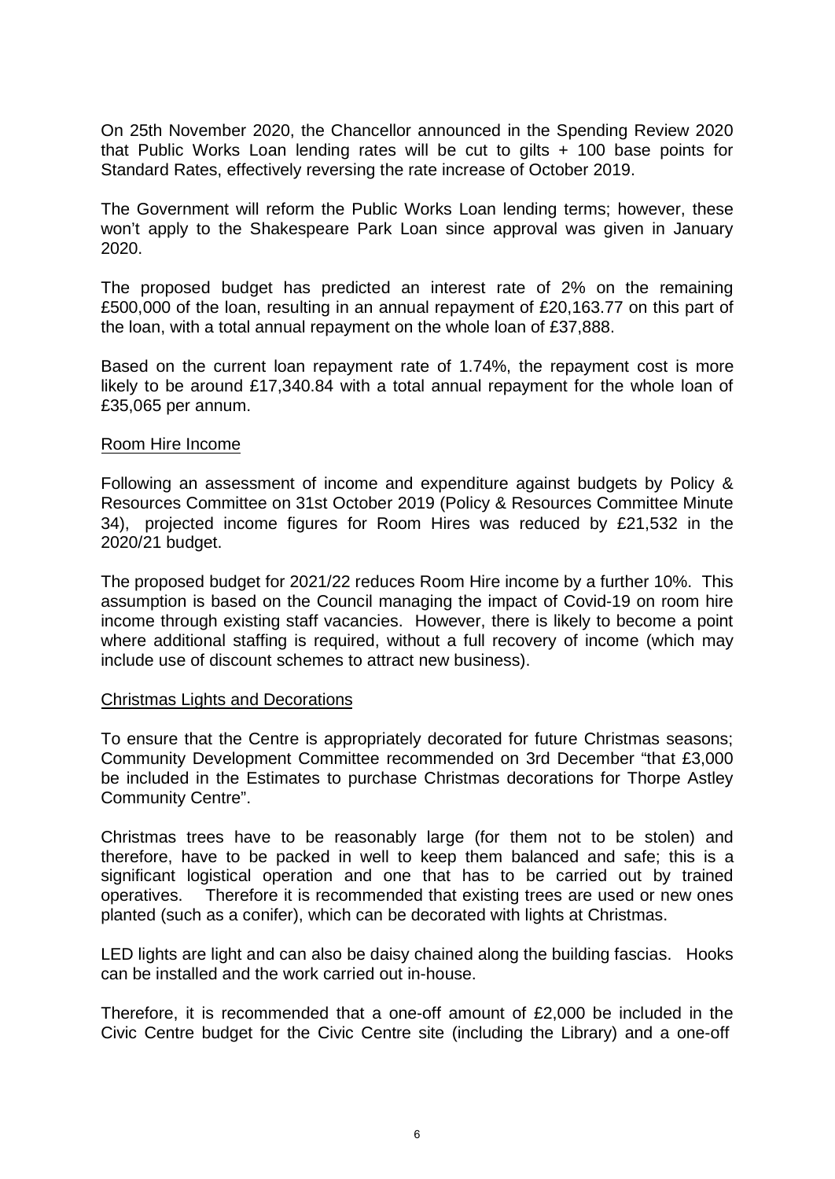On 25th November 2020, the Chancellor announced in the Spending Review 2020 that Public Works Loan lending rates will be cut to gilts + 100 base points for Standard Rates, effectively reversing the rate increase of October 2019.

The Government will reform the Public Works Loan lending terms; however, these won't apply to the Shakespeare Park Loan since approval was given in January 2020.

The proposed budget has predicted an interest rate of 2% on the remaining £500,000 of the loan, resulting in an annual repayment of £20,163.77 on this part of the loan, with a total annual repayment on the whole loan of £37,888.

Based on the current loan repayment rate of 1.74%, the repayment cost is more likely to be around £17,340.84 with a total annual repayment for the whole loan of £35,065 per annum.

Room Hire Income

Following an assessment of income and expenditure against budgets by Policy & Resources Committee on 31st October 2019 (Policy & Resources Committee Minute 34), projected income figures for Room Hires was reduced by £21,532 in the 2020/21 budget.

The proposed budget for 2021/22 reduces Room Hire income by a further 10%. This assumption is based on the Council managing the impact of Covid-19 on room hire income through existing staff vacancies. However, there is likely to become a point where additional staffing is required, without a full recovery of income (which may include use of discount schemes to attract new business).

Christmas Lights and Decorations

To ensure that the Centre is appropriately decorated for future Christmas seasons; Community Development Committee recommended on 3rd December "that £3,000 be included in the Estimates to purchase Christmas decorations for Thorpe Astley Community Centre".

Christmas trees have to be reasonably large (for them not to be stolen) and therefore, have to be packed in well to keep them balanced and safe; this is a significant logistical operation and one that has to be carried out by trained operatives. Therefore it is recommended that existing trees are used or new ones planted (such as a conifer), which can be decorated with lights at Christmas.

LED lights are light and can also be daisy chained along the building fascias. Hooks can be installed and the work carried out in-house.

Therefore, it is recommended that a one-off amount of £2,000 be included in the Civic Centre budget for the Civic Centre site (including the Library) and a one-off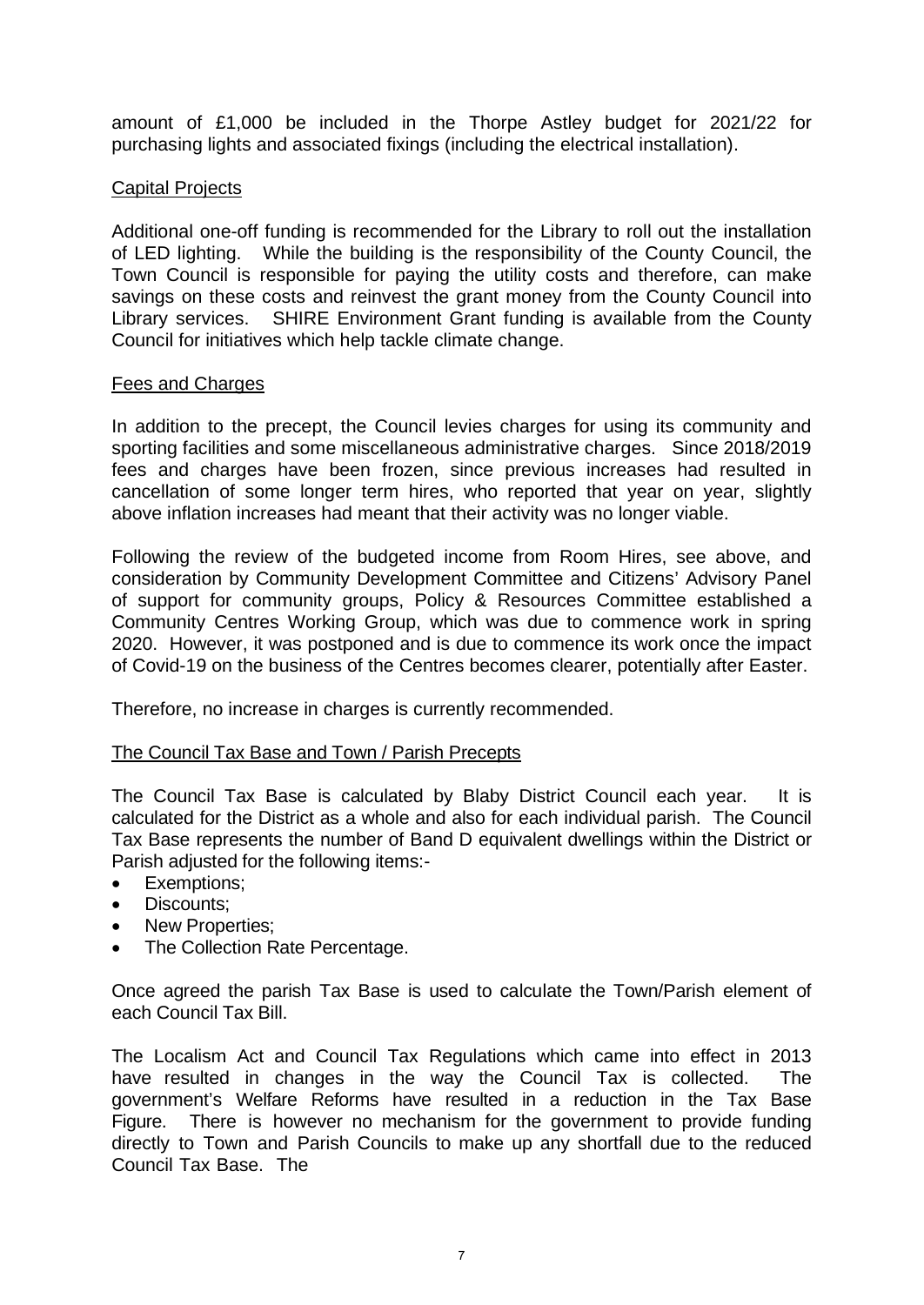amount of £1,000 be included in the Thorpe Astley budget for 2021/22 for purchasing lights and associated fixings (including the electrical installation).

## Capital Projects

Additional one-off funding is recommended for the Library to roll out the installation of LED lighting. While the building is the responsibility of the County Council, the Town Council is responsible for paying the utility costs and therefore, can make savings on these costs and reinvest the grant money from the County Council into Library services. SHIRE Environment Grant funding is available from the County Council for initiatives which help tackle climate change.

## Fees and Charges

In addition to the precept, the Council levies charges for using its community and sporting facilities and some miscellaneous administrative charges. Since 2018/2019 fees and charges have been frozen, since previous increases had resulted in cancellation of some longer term hires, who reported that year on year, slightly above inflation increases had meant that their activity was no longer viable.

Following the review of the budgeted income from Room Hires, see above, and consideration by Community Development Committee and Citizens' Advisory Panel of support for community groups, Policy & Resources Committee established a Community Centres Working Group, which was due to commence work in spring 2020. However, it was postponed and is due to commence its work once the impact of Covid-19 on the business of the Centres becomes clearer, potentially after Easter.

Therefore, no increase in charges is currently recommended.

## The Council Tax Base and Town / Parish Precepts

The Council Tax Base is calculated by Blaby District Council each year. It is calculated for the District as a whole and also for each individual parish. The Council Tax Base represents the number of Band D equivalent dwellings within the District or Parish adjusted for the following items:-

- Exemptions;
- Discounts;
- New Properties;
- The Collection Rate Percentage.

Once agreed the parish Tax Base is used to calculate the Town/Parish element of each Council Tax Bill.

The Localism Act and Council Tax Regulations which came into effect in 2013 have resulted in changes in the way the Council Tax is collected. The government's Welfare Reforms have resulted in a reduction in the Tax Base Figure. There is however no mechanism for the government to provide funding directly to Town and Parish Councils to make up any shortfall due to the reduced Council Tax Base. The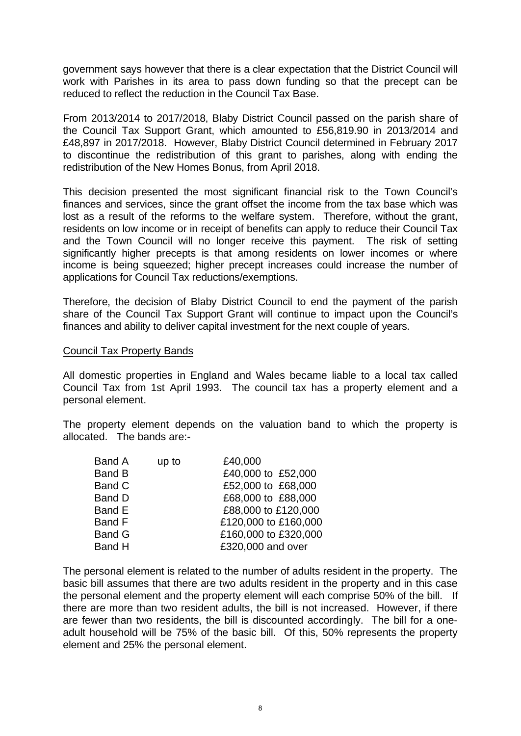government says however that there is a clear expectation that the District Council will work with Parishes in its area to pass down funding so that the precept can be reduced to reflect the reduction in the Council Tax Base.

From 2013/2014 to 2017/2018, Blaby District Council passed on the parish share of the Council Tax Support Grant, which amounted to £56,819.90 in 2013/2014 and £48,897 in 2017/2018. However, Blaby District Council determined in February 2017 to discontinue the redistribution of this grant to parishes, along with ending the redistribution of the New Homes Bonus, from April 2018.

This decision presented the most significant financial risk to the Town Council's finances and services, since the grant offset the income from the tax base which was lost as a result of the reforms to the welfare system. Therefore, without the grant, residents on low income or in receipt of benefits can apply to reduce their Council Tax and the Town Council will no longer receive this payment. The risk of setting significantly higher precepts is that among residents on lower incomes or where income is being squeezed; higher precept increases could increase the number of applications for Council Tax reductions/exemptions.

Therefore, the decision of Blaby District Council to end the payment of the parish share of the Council Tax Support Grant will continue to impact upon the Council's finances and ability to deliver capital investment for the next couple of years.

## Council Tax Property Bands

All domestic properties in England and Wales became liable to a local tax called Council Tax from 1st April 1993. The council tax has a property element and a personal element.

The property element depends on the valuation band to which the property is allocated. The bands are:-

| Band | | Value |
|---|---|---|
| Band A | up to | £40,000 |
| Band B | | £40,000 to £52,000 |
| Band C | | £52,000 to £68,000 |
| Band D | | £68,000 to £88,000 |
| Band E | | £88,000 to £120,000 |
| Band F | | £120,000 to £160,000 |
| Band G | | £160,000 to £320,000 |
| Band H | | £320,000 and over |

The personal element is related to the number of adults resident in the property. The basic bill assumes that there are two adults resident in the property and in this case the personal element and the property element will each comprise 50% of the bill. If there are more than two resident adults, the bill is not increased. However, if there are fewer than two residents, the bill is discounted accordingly. The bill for a one-adult household will be 75% of the basic bill. Of this, 50% represents the property element and 25% the personal element.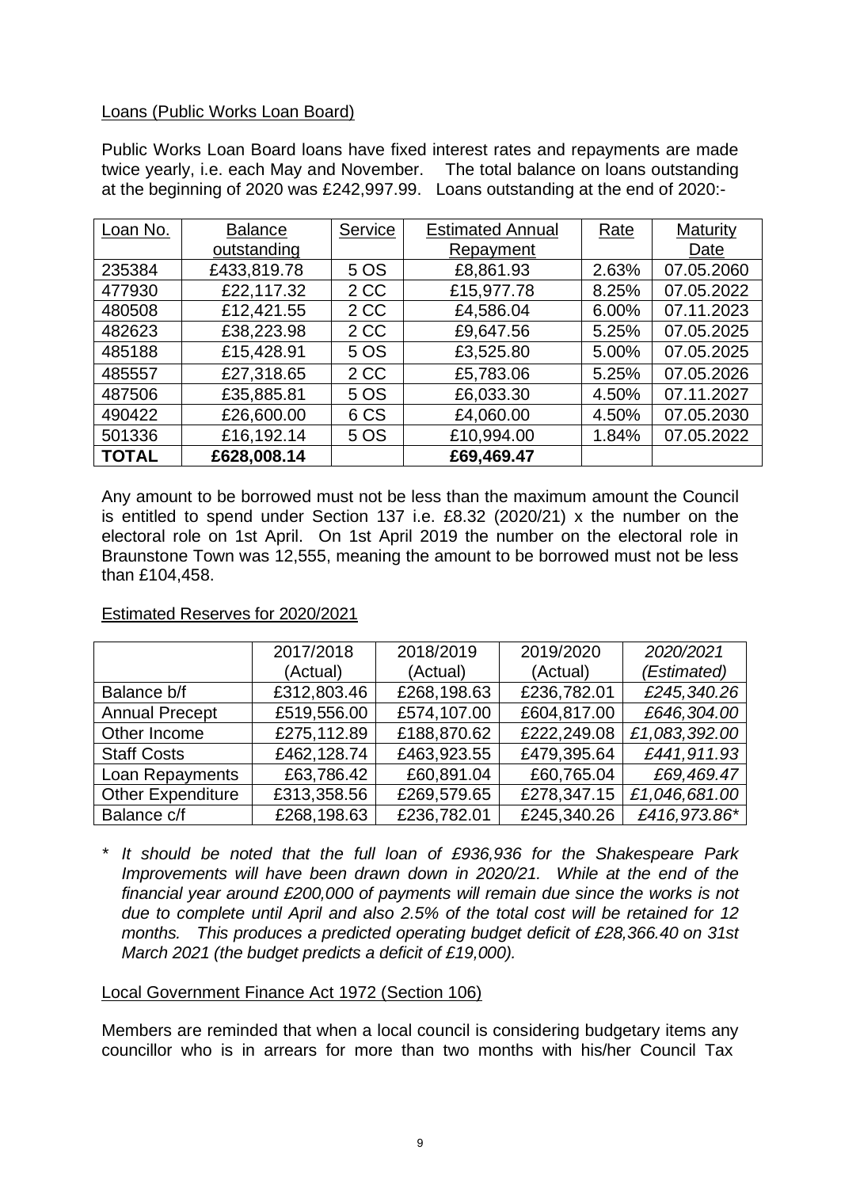Loans (Public Works Loan Board)

Public Works Loan Board loans have fixed interest rates and repayments are made twice yearly, i.e. each May and November. The total balance on loans outstanding at the beginning of 2020 was £242,997.99. Loans outstanding at the end of 2020:-

| Loan No. | Balance outstanding | Service | Estimated Annual Repayment | Rate | Maturity Date |
|---|---|---|---|---|---|
| 235384 | £433,819.78 | 5 OS | £8,861.93 | 2.63% | 07.05.2060 |
| 477930 | £22,117.32 | 2 CC | £15,977.78 | 8.25% | 07.05.2022 |
| 480508 | £12,421.55 | 2 CC | £4,586.04 | 6.00% | 07.11.2023 |
| 482623 | £38,223.98 | 2 CC | £9,647.56 | 5.25% | 07.05.2025 |
| 485188 | £15,428.91 | 5 OS | £3,525.80 | 5.00% | 07.05.2025 |
| 485557 | £27,318.65 | 2 CC | £5,783.06 | 5.25% | 07.05.2026 |
| 487506 | £35,885.81 | 5 OS | £6,033.30 | 4.50% | 07.11.2027 |
| 490422 | £26,600.00 | 6 CS | £4,060.00 | 4.50% | 07.05.2030 |
| 501336 | £16,192.14 | 5 OS | £10,994.00 | 1.84% | 07.05.2022 |
| **TOTAL** | **£628,008.14** | | **£69,469.47** | | |

Any amount to be borrowed must not be less than the maximum amount the Council is entitled to spend under Section 137 i.e. £8.32 (2020/21) x the number on the electoral role on 1st April. On 1st April 2019 the number on the electoral role in Braunstone Town was 12,555, meaning the amount to be borrowed must not be less than £104,458.

Estimated Reserves for 2020/2021

| | 2017/2018 (Actual) | 2018/2019 (Actual) | 2019/2020 (Actual) | *2020/2021 (Estimated)* |
|---|---|---|---|---|
| Balance b/f | £312,803.46 | £268,198.63 | £236,782.01 | *£245,340.26* |
| Annual Precept | £519,556.00 | £574,107.00 | £604,817.00 | *£646,304.00* |
| Other Income | £275,112.89 | £188,870.62 | £222,249.08 | *£1,083,392.00* |
| Staff Costs | £462,128.74 | £463,923.55 | £479,395.64 | *£441,911.93* |
| Loan Repayments | £63,786.42 | £60,891.04 | £60,765.04 | *£69,469.47* |
| Other Expenditure | £313,358.56 | £269,579.65 | £278,347.15 | *£1,046,681.00* |
| Balance c/f | £268,198.63 | £236,782.01 | £245,340.26 | *£416,973.86** |

\* *It should be noted that the full loan of £936,936 for the Shakespeare Park Improvements will have been drawn down in 2020/21. While at the end of the financial year around £200,000 of payments will remain due since the works is not due to complete until April and also 2.5% of the total cost will be retained for 12 months. This produces a predicted operating budget deficit of £28,366.40 on 31st March 2021 (the budget predicts a deficit of £19,000).*

Local Government Finance Act 1972 (Section 106)

Members are reminded that when a local council is considering budgetary items any councillor who is in arrears for more than two months with his/her Council Tax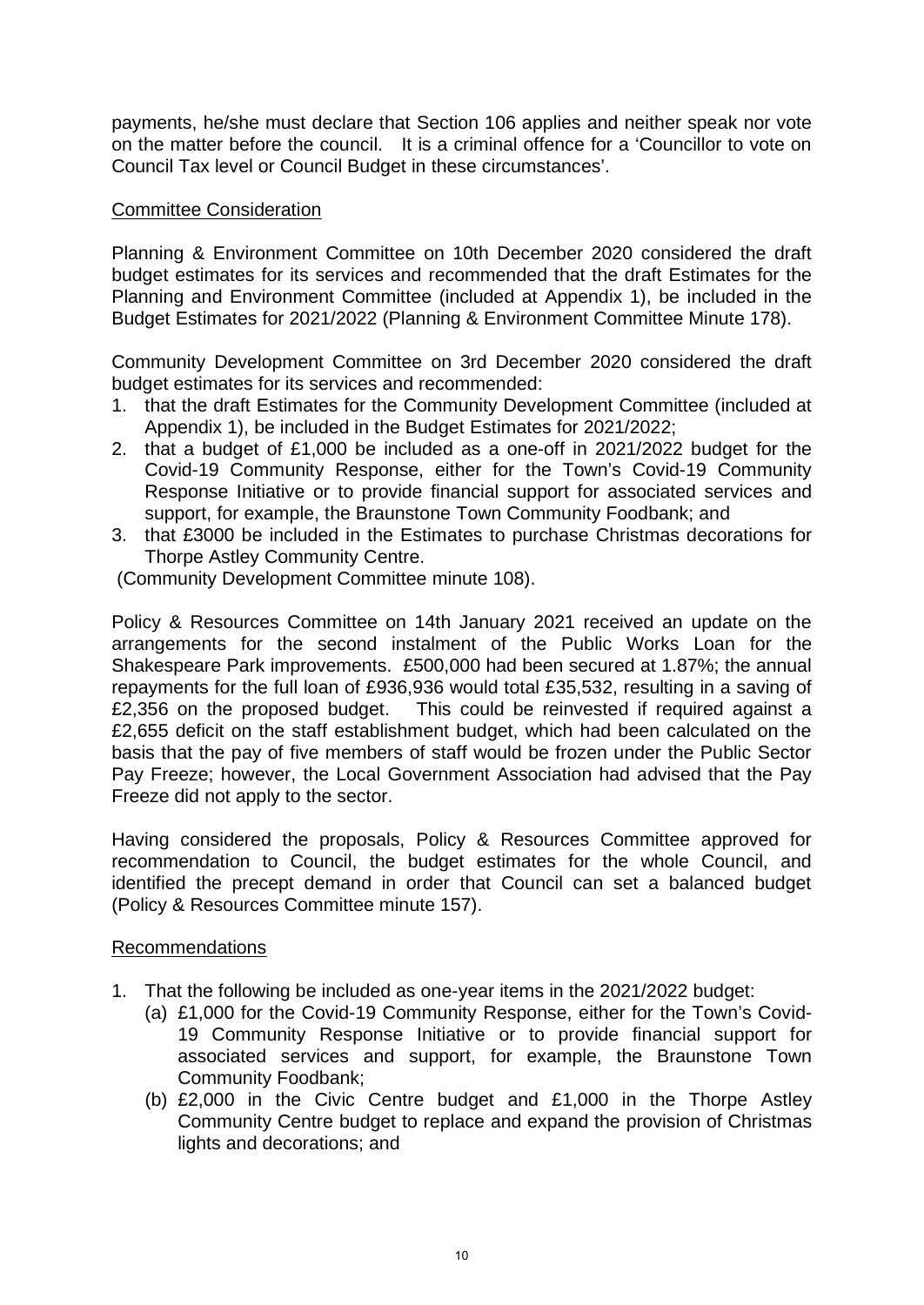payments, he/she must declare that Section 106 applies and neither speak nor vote on the matter before the council. It is a criminal offence for a 'Councillor to vote on Council Tax level or Council Budget in these circumstances'.

## Committee Consideration

Planning & Environment Committee on 10th December 2020 considered the draft budget estimates for its services and recommended that the draft Estimates for the Planning and Environment Committee (included at Appendix 1), be included in the Budget Estimates for 2021/2022 (Planning & Environment Committee Minute 178).

Community Development Committee on 3rd December 2020 considered the draft budget estimates for its services and recommended:

1. that the draft Estimates for the Community Development Committee (included at Appendix 1), be included in the Budget Estimates for 2021/2022;
2. that a budget of £1,000 be included as a one-off in 2021/2022 budget for the Covid-19 Community Response, either for the Town's Covid-19 Community Response Initiative or to provide financial support for associated services and support, for example, the Braunstone Town Community Foodbank; and
3. that £3000 be included in the Estimates to purchase Christmas decorations for Thorpe Astley Community Centre.

(Community Development Committee minute 108).

Policy & Resources Committee on 14th January 2021 received an update on the arrangements for the second instalment of the Public Works Loan for the Shakespeare Park improvements. £500,000 had been secured at 1.87%; the annual repayments for the full loan of £936,936 would total £35,532, resulting in a saving of £2,356 on the proposed budget. This could be reinvested if required against a £2,655 deficit on the staff establishment budget, which had been calculated on the basis that the pay of five members of staff would be frozen under the Public Sector Pay Freeze; however, the Local Government Association had advised that the Pay Freeze did not apply to the sector.

Having considered the proposals, Policy & Resources Committee approved for recommendation to Council, the budget estimates for the whole Council, and identified the precept demand in order that Council can set a balanced budget (Policy & Resources Committee minute 157).

## Recommendations

1. That the following be included as one-year items in the 2021/2022 budget:
   (a) £1,000 for the Covid-19 Community Response, either for the Town's Covid-19 Community Response Initiative or to provide financial support for associated services and support, for example, the Braunstone Town Community Foodbank;
   (b) £2,000 in the Civic Centre budget and £1,000 in the Thorpe Astley Community Centre budget to replace and expand the provision of Christmas lights and decorations; and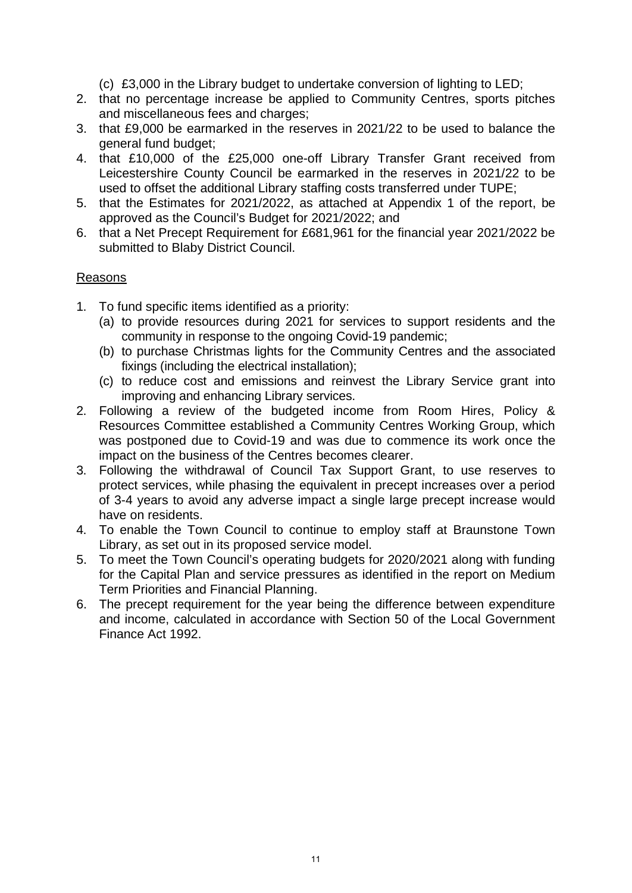(c) £3,000 in the Library budget to undertake conversion of lighting to LED;

2. that no percentage increase be applied to Community Centres, sports pitches and miscellaneous fees and charges;
3. that £9,000 be earmarked in the reserves in 2021/22 to be used to balance the general fund budget;
4. that £10,000 of the £25,000 one-off Library Transfer Grant received from Leicestershire County Council be earmarked in the reserves in 2021/22 to be used to offset the additional Library staffing costs transferred under TUPE;
5. that the Estimates for 2021/2022, as attached at Appendix 1 of the report, be approved as the Council's Budget for 2021/2022; and
6. that a Net Precept Requirement for £681,961 for the financial year 2021/2022 be submitted to Blaby District Council.

<u>Reasons</u>

1. To fund specific items identified as a priority:
   (a) to provide resources during 2021 for services to support residents and the community in response to the ongoing Covid-19 pandemic;
   (b) to purchase Christmas lights for the Community Centres and the associated fixings (including the electrical installation);
   (c) to reduce cost and emissions and reinvest the Library Service grant into improving and enhancing Library services.
2. Following a review of the budgeted income from Room Hires, Policy & Resources Committee established a Community Centres Working Group, which was postponed due to Covid-19 and was due to commence its work once the impact on the business of the Centres becomes clearer.
3. Following the withdrawal of Council Tax Support Grant, to use reserves to protect services, while phasing the equivalent in precept increases over a period of 3-4 years to avoid any adverse impact a single large precept increase would have on residents.
4. To enable the Town Council to continue to employ staff at Braunstone Town Library, as set out in its proposed service model.
5. To meet the Town Council's operating budgets for 2020/2021 along with funding for the Capital Plan and service pressures as identified in the report on Medium Term Priorities and Financial Planning.
6. The precept requirement for the year being the difference between expenditure and income, calculated in accordance with Section 50 of the Local Government Finance Act 1992.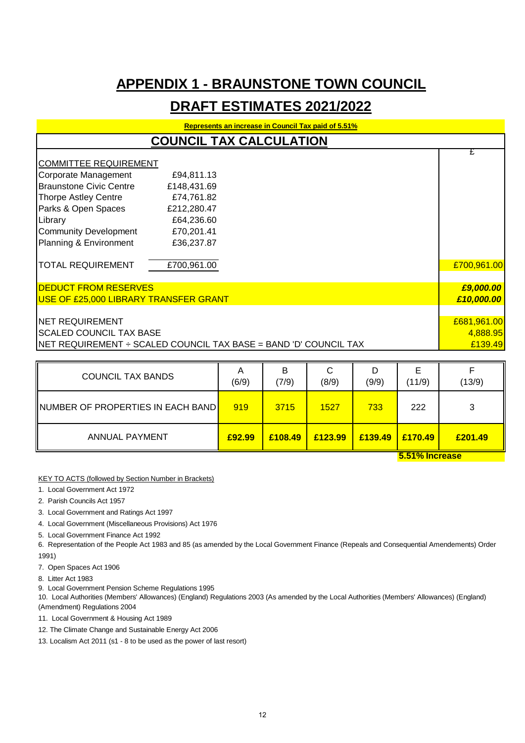# APPENDIX 1 - BRAUNSTONE TOWN COUNCIL

## DRAFT ESTIMATES 2021/2022

**Represents an increase in Council Tax paid of 5.51%**

## COUNCIL TAX CALCULATION

| | | £ |
|---|---|---|
| COMMITTEE REQUIREMENT | | |
| Corporate Management | £94,811.13 | |
| Braunstone Civic Centre | £148,431.69 | |
| Thorpe Astley Centre | £74,761.82 | |
| Parks & Open Spaces | £212,280.47 | |
| Library | £64,236.60 | |
| Community Development | £70,201.41 | |
| Planning & Environment | £36,237.87 | |
| TOTAL REQUIREMENT | £700,961.00 | £700,961.00 |
| DEDUCT FROM RESERVES | | *£9,000.00* |
| USE OF £25,000 LIBRARY TRANSFER GRANT | | *£10,000.00* |
| NET REQUIREMENT | | £681,961.00 |
| SCALED COUNCIL TAX BASE | | 4,888.95 |
| NET REQUIREMENT ÷ SCALED COUNCIL TAX BASE = BAND 'D' COUNCIL TAX | | £139.49 |

| COUNCIL TAX BANDS | A (6/9) | B (7/9) | C (8/9) | D (9/9) | E (11/9) | F (13/9) |
|---|---|---|---|---|---|---|
| NUMBER OF PROPERTIES IN EACH BAND | 919 | 3715 | 1527 | 733 | 222 | 3 |
| ANNUAL PAYMENT | **£92.99** | **£108.49** | **£123.99** | **£139.49** | **£170.49** | **£201.49** |

**5.51% Increase**

KEY TO ACTS (followed by Section Number in Brackets)

1. Local Government Act 1972
2. Parish Councils Act 1957
3. Local Government and Ratings Act 1997
4. Local Government (Miscellaneous Provisions) Act 1976
5. Local Government Finance Act 1992
6. Representation of the People Act 1983 and 85 (as amended by the Local Government Finance (Repeals and Consequential Amendements) Order 1991)
7. Open Spaces Act 1906
8. Litter Act 1983
9. Local Government Pension Scheme Regulations 1995
10. Local Authorities (Members' Allowances) (England) Regulations 2003 (As amended by the Local Authorities (Members' Allowances) (England) (Amendment) Regulations 2004
11. Local Government & Housing Act 1989
12. The Climate Change and Sustainable Energy Act 2006
13. Localism Act 2011 (s1 - 8 to be used as the power of last resort)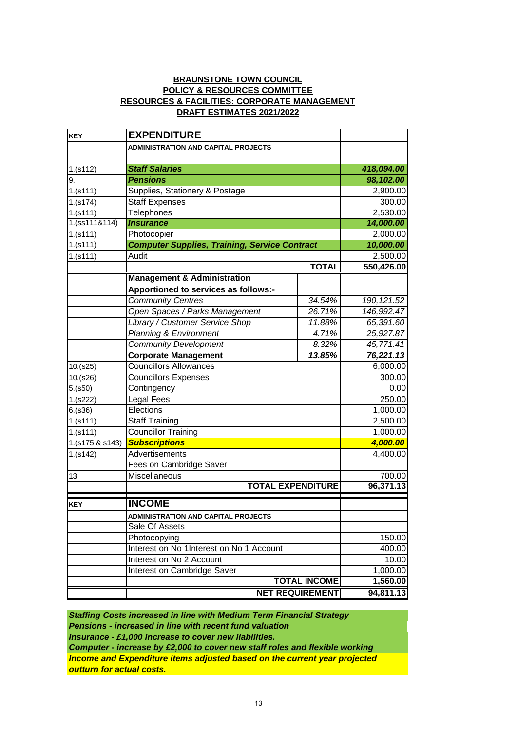**BRAUNSTONE TOWN COUNCIL**
**POLICY & RESOURCES COMMITTEE**
**RESOURCES & FACILITIES: CORPORATE MANAGEMENT**
**DRAFT ESTIMATES 2021/2022**

| KEY | EXPENDITURE | | |
|---|---|---|---|
| | **ADMINISTRATION AND CAPITAL PROJECTS** | | |
| | | | |
| 1.(s112) | ***Staff Salaries*** | | ***418,094.00*** |
| 9. | ***Pensions*** | | ***98,102.00*** |
| 1.(s111) | Supplies, Stationery & Postage | | 2,900.00 |
| 1.(s174) | Staff Expenses | | 300.00 |
| 1.(s111) | Telephones | | 2,530.00 |
| 1.(ss111&114) | ***Insurance*** | | ***14,000.00*** |
| 1.(s111) | Photocopier | | 2,000.00 |
| 1.(s111) | ***Computer Supplies, Training, Service Contract*** | | ***10,000.00*** |
| 1.(s111) | Audit | | 2,500.00 |
| | | **TOTAL** | **550,426.00** |
| | **Management & Administration** | | |
| | **Apportioned to services as follows:-** | | |
| | *Community Centres* | *34.54%* | *190,121.52* |
| | *Open Spaces / Parks Management* | *26.71%* | *146,992.47* |
| | *Library / Customer Service Shop* | *11.88%* | *65,391.60* |
| | *Planning & Environment* | *4.71%* | *25,927.87* |
| | *Community Development* | *8.32%* | *45,771.41* |
| | **Corporate Management** | ***13.85%*** | ***76,221.13*** |
| 10.(s25) | Councillors Allowances | | 6,000.00 |
| 10.(s26) | Councillors Expenses | | 300.00 |
| 5.(s50) | Contingency | | 0.00 |
| 1.(s222) | Legal Fees | | 250.00 |
| 6.(s36) | Elections | | 1,000.00 |
| 1.(s111) | Staff Training | | 2,500.00 |
| 1.(s111) | Councillor Training | | 1,000.00 |
| 1.(s175 & s143) | ***Subscriptions*** | | ***4,000.00*** |
| 1.(s142) | Advertisements | | 4,400.00 |
| | Fees on Cambridge Saver | | |
| 13 | Miscellaneous | | 700.00 |
| | | **TOTAL EXPENDITURE** | **96,371.13** |

| KEY | INCOME | | |
|---|---|---|---|
| | **ADMINISTRATION AND CAPITAL PROJECTS** | | |
| | Sale Of Assets | | |
| | Photocopying | | 150.00 |
| | Interest on No 1Interest on No 1 Account | | 400.00 |
| | Interest on No 2 Account | | 10.00 |
| | Interest on Cambridge Saver | | 1,000.00 |
| | | **TOTAL INCOME** | **1,560.00** |
| | | **NET REQUIREMENT** | **94,811.13** |

***Staffing Costs increased in line with Medium Term Financial Strategy***
***Pensions - increased in line with recent fund valuation***
***Insurance - £1,000 increase to cover new liabilities.***
***Computer - increase by £2,000 to cover new staff roles and flexible working***
***Income and Expenditure items adjusted based on the current year projected outturn for actual costs.***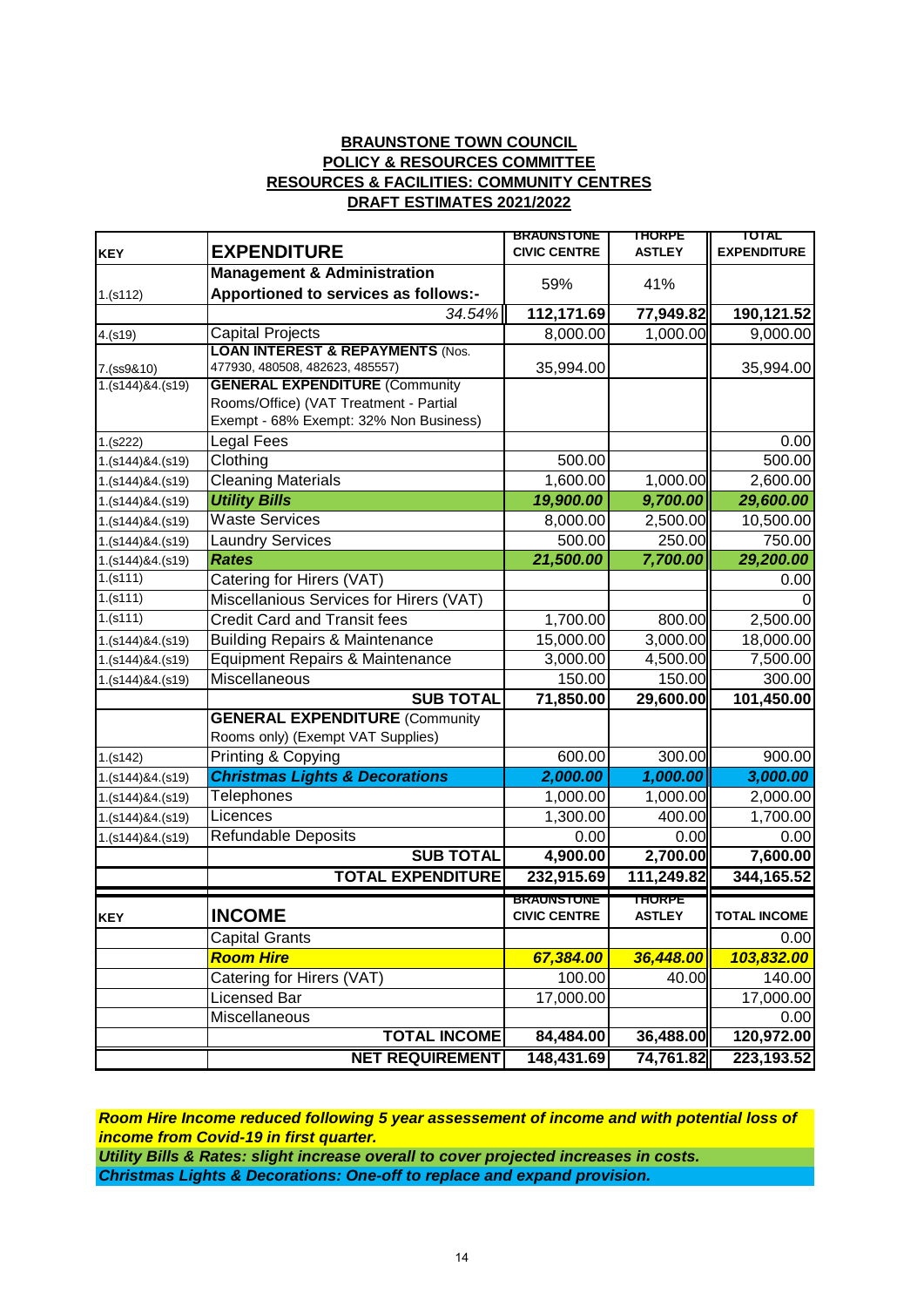**BRAUNSTONE TOWN COUNCIL**
**POLICY & RESOURCES COMMITTEE**
**RESOURCES & FACILITIES: COMMUNITY CENTRES**
**DRAFT ESTIMATES 2021/2022**

| KEY | EXPENDITURE | BRAUNSTONE CIVIC CENTRE | THORPE ASTLEY | TOTAL EXPENDITURE |
|---|---|---|---|---|
| 1.(s112) | **Management & Administration Apportioned to services as follows:-** | 59% | 41% | |
| | *34.54%* | **112,171.69** | **77,949.82** | **190,121.52** |
| 4.(s19) | Capital Projects | 8,000.00 | 1,000.00 | 9,000.00 |
| 7.(ss9&10) | **LOAN INTEREST & REPAYMENTS** (Nos. 477930, 480508, 482623, 485557) | 35,994.00 | | 35,994.00 |
| 1.(s144)&4.(s19) | **GENERAL EXPENDITURE** (Community Rooms/Office) (VAT Treatment - Partial Exempt - 68% Exempt: 32% Non Business) | | | |
| 1.(s222) | Legal Fees | | | 0.00 |
| 1.(s144)&4.(s19) | Clothing | 500.00 | | 500.00 |
| 1.(s144)&4.(s19) | Cleaning Materials | 1,600.00 | 1,000.00 | 2,600.00 |
| 1.(s144)&4.(s19) | ***Utility Bills*** | ***19,900.00*** | ***9,700.00*** | ***29,600.00*** |
| 1.(s144)&4.(s19) | Waste Services | 8,000.00 | 2,500.00 | 10,500.00 |
| 1.(s144)&4.(s19) | Laundry Services | 500.00 | 250.00 | 750.00 |
| 1.(s144)&4.(s19) | ***Rates*** | ***21,500.00*** | ***7,700.00*** | ***29,200.00*** |
| 1.(s111) | Catering for Hirers (VAT) | | | 0.00 |
| 1.(s111) | Miscellanious Services for Hirers (VAT) | | | 0 |
| 1.(s111) | Credit Card and Transit fees | 1,700.00 | 800.00 | 2,500.00 |
| 1.(s144)&4.(s19) | Building Repairs & Maintenance | 15,000.00 | 3,000.00 | 18,000.00 |
| 1.(s144)&4.(s19) | Equipment Repairs & Maintenance | 3,000.00 | 4,500.00 | 7,500.00 |
| 1.(s144)&4.(s19) | Miscellaneous | 150.00 | 150.00 | 300.00 |
| | **SUB TOTAL** | **71,850.00** | **29,600.00** | **101,450.00** |
| | **GENERAL EXPENDITURE** (Community Rooms only) (Exempt VAT Supplies) | | | |
| 1.(s142) | Printing & Copying | 600.00 | 300.00 | 900.00 |
| 1.(s144)&4.(s19) | ***Christmas Lights & Decorations*** | ***2,000.00*** | ***1,000.00*** | ***3,000.00*** |
| 1.(s144)&4.(s19) | Telephones | 1,000.00 | 1,000.00 | 2,000.00 |
| 1.(s144)&4.(s19) | Licences | 1,300.00 | 400.00 | 1,700.00 |
| 1.(s144)&4.(s19) | Refundable Deposits | 0.00 | 0.00 | 0.00 |
| | **SUB TOTAL** | **4,900.00** | **2,700.00** | **7,600.00** |
| | **TOTAL EXPENDITURE** | **232,915.69** | **111,249.82** | **344,165.52** |

| KEY | INCOME | BRAUNSTONE CIVIC CENTRE | THORPE ASTLEY | TOTAL INCOME |
|---|---|---|---|---|
| | Capital Grants | | | 0.00 |
| | ***Room Hire*** | ***67,384.00*** | ***36,448.00*** | ***103,832.00*** |
| | Catering for Hirers (VAT) | 100.00 | 40.00 | 140.00 |
| | Licensed Bar | 17,000.00 | | 17,000.00 |
| | Miscellaneous | | | 0.00 |
| | **TOTAL INCOME** | **84,484.00** | **36,488.00** | **120,972.00** |
| | **NET REQUIREMENT** | **148,431.69** | **74,761.82** | **223,193.52** |

***Room Hire Income reduced following 5 year assessement of income and with potential loss of income from Covid-19 in first quarter.***
***Utility Bills & Rates: slight increase overall to cover projected increases in costs.***
***Christmas Lights & Decorations: One-off to replace and expand provision.***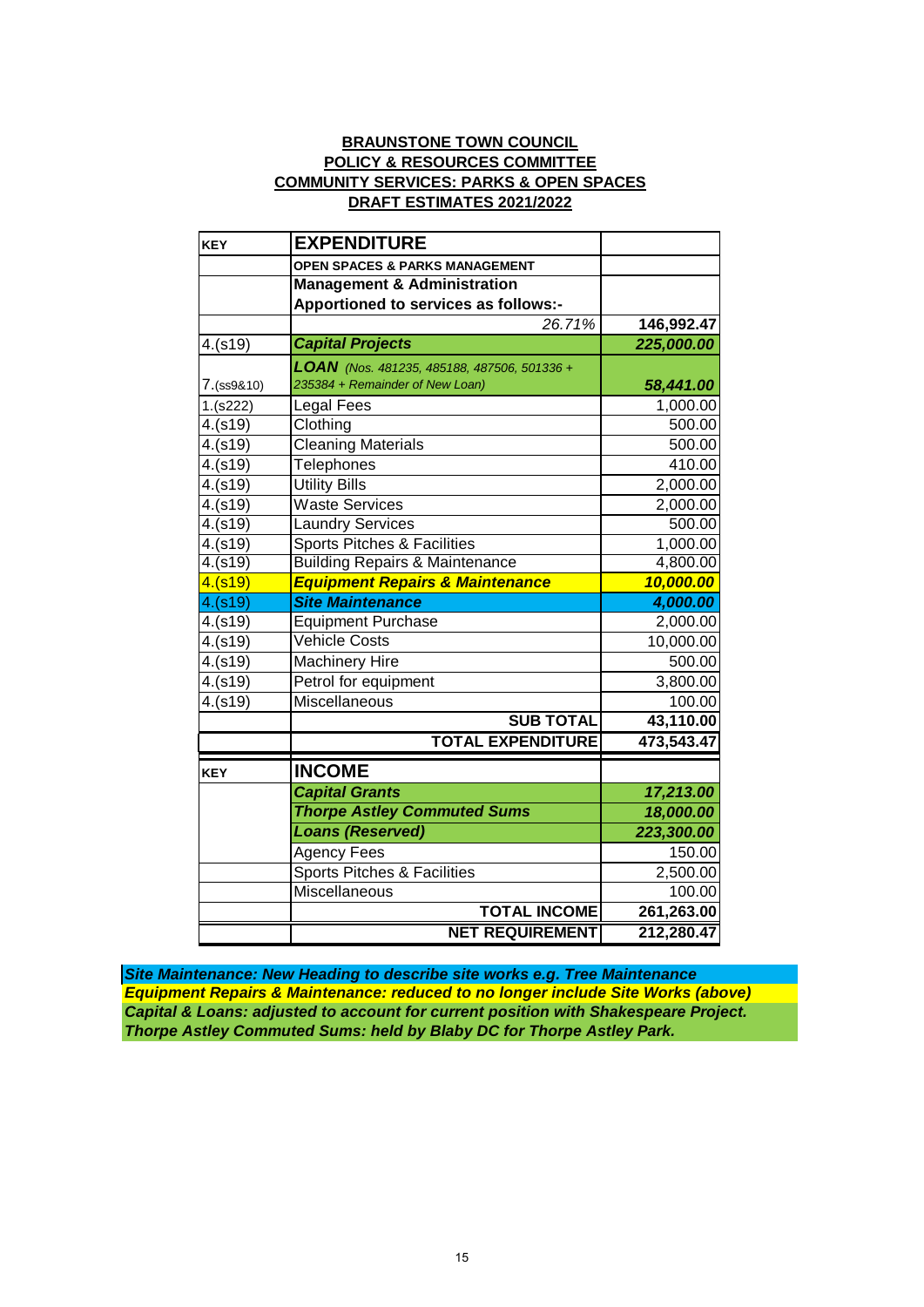**BRAUNSTONE TOWN COUNCIL**
**POLICY & RESOURCES COMMITTEE**
**COMMUNITY SERVICES: PARKS & OPEN SPACES**
**DRAFT ESTIMATES 2021/2022**

| KEY | EXPENDITURE | |
|---|---|---|
| | OPEN SPACES & PARKS MANAGEMENT | |
| | **Management & Administration Apportioned to services as follows:-** | |
| | *26.71%* | **146,992.47** |
| 4.(s19) | ***Capital Projects*** | ***225,000.00*** |
| 7.(ss9&10) | ***LOAN** (Nos. 481235, 485188, 487506, 501336 + 235384 + Remainder of New Loan)* | ***58,441.00*** |
| 1.(s222) | Legal Fees | 1,000.00 |
| 4.(s19) | Clothing | 500.00 |
| 4.(s19) | Cleaning Materials | 500.00 |
| 4.(s19) | Telephones | 410.00 |
| 4.(s19) | Utility Bills | 2,000.00 |
| 4.(s19) | Waste Services | 2,000.00 |
| 4.(s19) | Laundry Services | 500.00 |
| 4.(s19) | Sports Pitches & Facilities | 1,000.00 |
| 4.(s19) | Building Repairs & Maintenance | 4,800.00 |
| 4.(s19) | ***Equipment Repairs & Maintenance*** | ***10,000.00*** |
| 4.(s19) | ***Site Maintenance*** | ***4,000.00*** |
| 4.(s19) | Equipment Purchase | 2,000.00 |
| 4.(s19) | Vehicle Costs | 10,000.00 |
| 4.(s19) | Machinery Hire | 500.00 |
| 4.(s19) | Petrol for equipment | 3,800.00 |
| 4.(s19) | Miscellaneous | 100.00 |
| | **SUB TOTAL** | **43,110.00** |
| | **TOTAL EXPENDITURE** | **473,543.47** |
| **KEY** | **INCOME** | |
| | ***Capital Grants*** | ***17,213.00*** |
| | ***Thorpe Astley Commuted Sums*** | ***18,000.00*** |
| | ***Loans (Reserved)*** | ***223,300.00*** |
| | Agency Fees | 150.00 |
| | Sports Pitches & Facilities | 2,500.00 |
| | Miscellaneous | 100.00 |
| | **TOTAL INCOME** | **261,263.00** |
| | **NET REQUIREMENT** | **212,280.47** |

***Site Maintenance: New Heading to describe site works e.g. Tree Maintenance***
***Equipment Repairs & Maintenance: reduced to no longer include Site Works (above)***
***Capital & Loans: adjusted to account for current position with Shakespeare Project.***
***Thorpe Astley Commuted Sums: held by Blaby DC for Thorpe Astley Park.***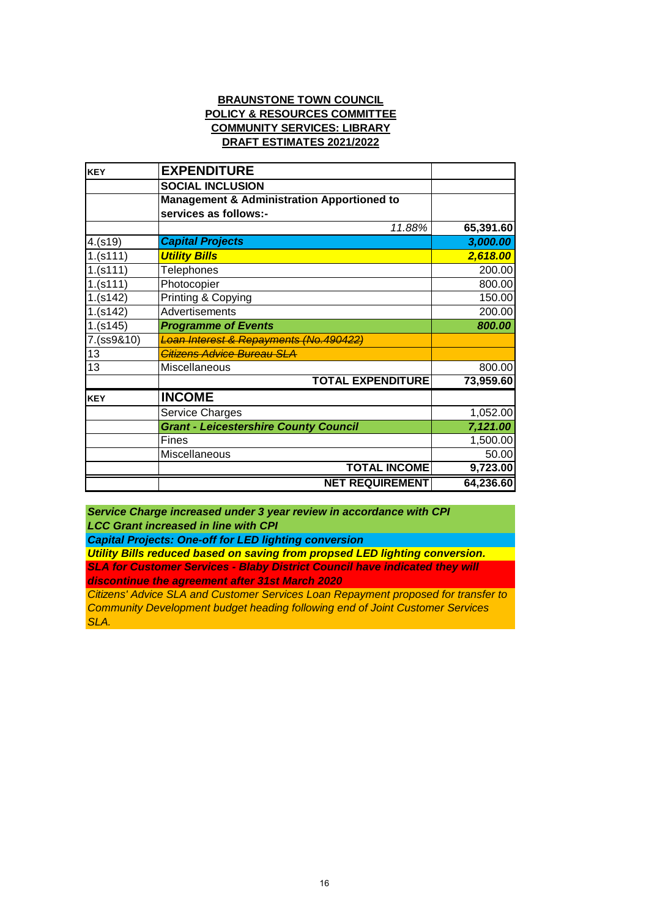**BRAUNSTONE TOWN COUNCIL**
**POLICY & RESOURCES COMMITTEE**
**COMMUNITY SERVICES: LIBRARY**
**DRAFT ESTIMATES 2021/2022**

| KEY | EXPENDITURE | |
|---|---|---|
| | **SOCIAL INCLUSION** | |
| | **Management & Administration Apportioned to services as follows:-** | |
| | *11.88%* | **65,391.60** |
| 4.(s19) | ***Capital Projects*** | ***3,000.00*** |
| 1.(s111) | ***Utility Bills*** | ***2,618.00*** |
| 1.(s111) | Telephones | 200.00 |
| 1.(s111) | Photocopier | 800.00 |
| 1.(s142) | Printing & Copying | 150.00 |
| 1.(s142) | Advertisements | 200.00 |
| 1.(s145) | ***Programme of Events*** | ***800.00*** |
| 7.(ss9&10) | ~~*Loan Interest & Repayments (No.490422)*~~ | |
| 13 | ~~*Citizens Advice Bureau SLA*~~ | |
| 13 | Miscellaneous | 800.00 |
| | **TOTAL EXPENDITURE** | **73,959.60** |
| **KEY** | **INCOME** | |
| | Service Charges | 1,052.00 |
| | ***Grant - Leicestershire County Council*** | ***7,121.00*** |
| | Fines | 1,500.00 |
| | Miscellaneous | 50.00 |
| | **TOTAL INCOME** | **9,723.00** |
| | **NET REQUIREMENT** | **64,236.60** |

***Service Charge increased under 3 year review in accordance with CPI***
***LCC Grant increased in line with CPI***
***Capital Projects: One-off for LED lighting conversion***
***Utility Bills reduced based on saving from propsed LED lighting conversion.***
***SLA for Customer Services - Blaby District Council have indicated they will discontinue the agreement after 31st March 2020***
*Citizens' Advice SLA and Customer Services Loan Repayment proposed for transfer to Community Development budget heading following end of Joint Customer Services SLA.*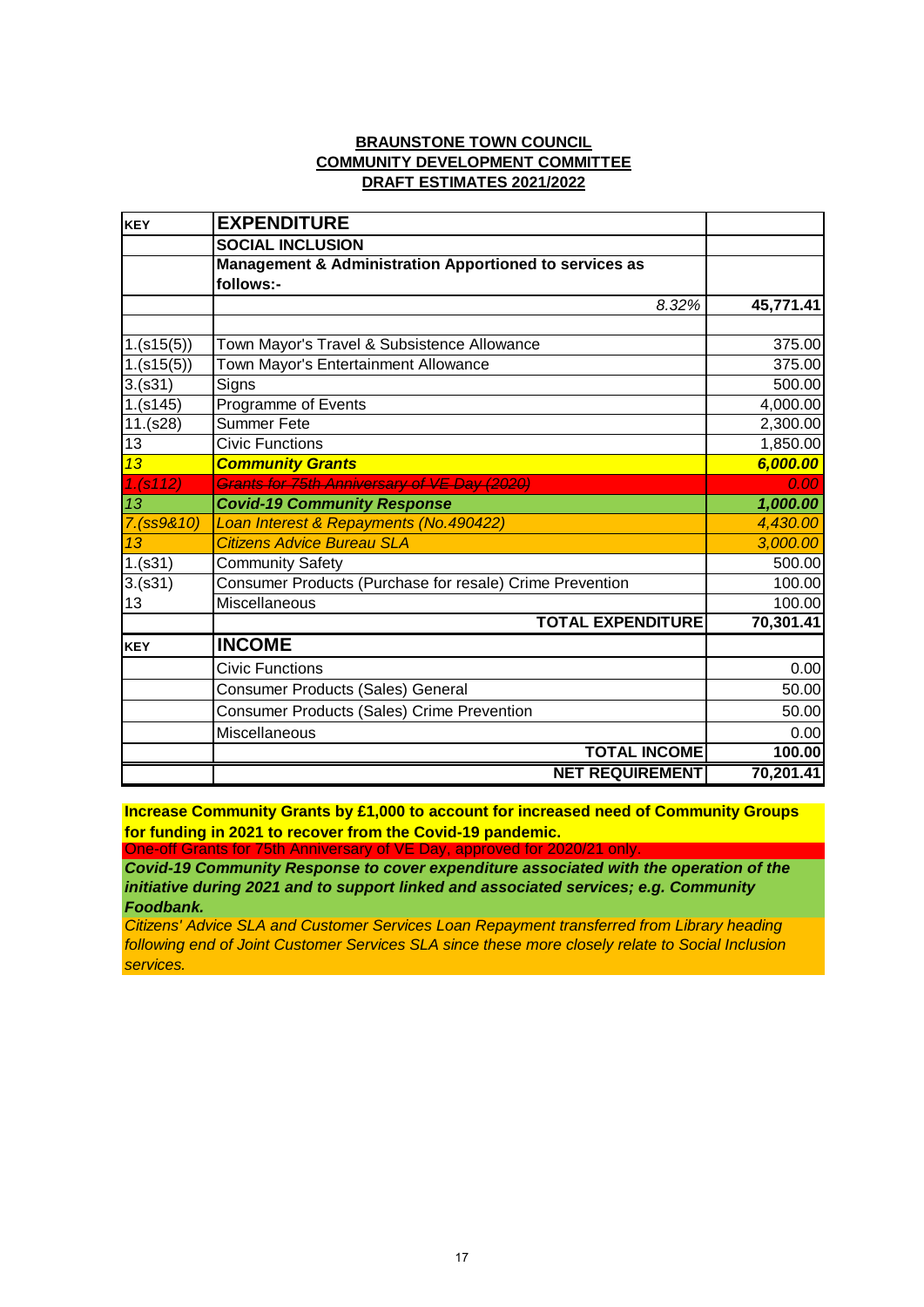**BRAUNSTONE TOWN COUNCIL**
**COMMUNITY DEVELOPMENT COMMITTEE**
**DRAFT ESTIMATES 2021/2022**

| KEY | EXPENDITURE | |
|---|---|---|
| | **SOCIAL INCLUSION** | |
| | **Management & Administration Apportioned to services as follows:-** | |
| | *8.32%* | **45,771.41** |
| | | |
| 1.(s15(5)) | Town Mayor's Travel & Subsistence Allowance | 375.00 |
| 1.(s15(5)) | Town Mayor's Entertainment Allowance | 375.00 |
| 3.(s31) | Signs | 500.00 |
| 1.(s145) | Programme of Events | 4,000.00 |
| 11.(s28) | Summer Fete | 2,300.00 |
| 13 | Civic Functions | 1,850.00 |
| *13* | ***Community Grants*** | ***6,000.00*** |
| *1.(s112)* | ~~*Grants for 75th Anniversary of VE Day (2020)*~~ | *0.00* |
| *13* | ***Covid-19 Community Response*** | ***1,000.00*** |
| *7.(ss9&10)* | *Loan Interest & Repayments (No.490422)* | *4,430.00* |
| *13* | *Citizens Advice Bureau SLA* | *3,000.00* |
| 1.(s31) | Community Safety | 500.00 |
| 3.(s31) | Consumer Products (Purchase for resale) Crime Prevention | 100.00 |
| 13 | Miscellaneous | 100.00 |
| | **TOTAL EXPENDITURE** | **70,301.41** |
| **KEY** | **INCOME** | |
| | Civic Functions | 0.00 |
| | Consumer Products (Sales) General | 50.00 |
| | Consumer Products (Sales) Crime Prevention | 50.00 |
| | Miscellaneous | 0.00 |
| | **TOTAL INCOME** | **100.00** |
| | **NET REQUIREMENT** | **70,201.41** |

**Increase Community Grants by £1,000 to account for increased need of Community Groups for funding in 2021 to recover from the Covid-19 pandemic.**

One-off Grants for 75th Anniversary of VE Day, approved for 2020/21 only.

***Covid-19 Community Response to cover expenditure associated with the operation of the initiative during 2021 and to support linked and associated services; e.g. Community Foodbank.***

*Citizens' Advice SLA and Customer Services Loan Repayment transferred from Library heading following end of Joint Customer Services SLA since these more closely relate to Social Inclusion services.*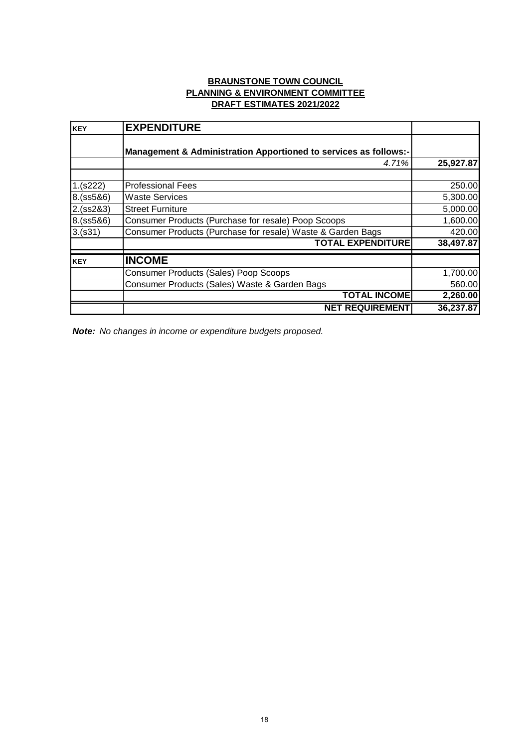**BRAUNSTONE TOWN COUNCIL**
**PLANNING & ENVIRONMENT COMMITTEE**
**DRAFT ESTIMATES 2021/2022**

| KEY | EXPENDITURE | |
|---|---|---|
| | **Management & Administration Apportioned to services as follows:-** | |
| | *4.71%* | **25,927.87** |
| | | |
| 1.(s222) | Professional Fees | 250.00 |
| 8.(ss5&6) | Waste Services | 5,300.00 |
| 2.(ss2&3) | Street Furniture | 5,000.00 |
| 8.(ss5&6) | Consumer Products (Purchase for resale) Poop Scoops | 1,600.00 |
| 3.(s31) | Consumer Products (Purchase for resale) Waste & Garden Bags | 420.00 |
| | **TOTAL EXPENDITURE** | **38,497.87** |
| **KEY** | **INCOME** | |
| | Consumer Products (Sales) Poop Scoops | 1,700.00 |
| | Consumer Products (Sales) Waste & Garden Bags | 560.00 |
| | **TOTAL INCOME** | **2,260.00** |
| | **NET REQUIREMENT** | **36,237.87** |

***Note:*** *No changes in income or expenditure budgets proposed.*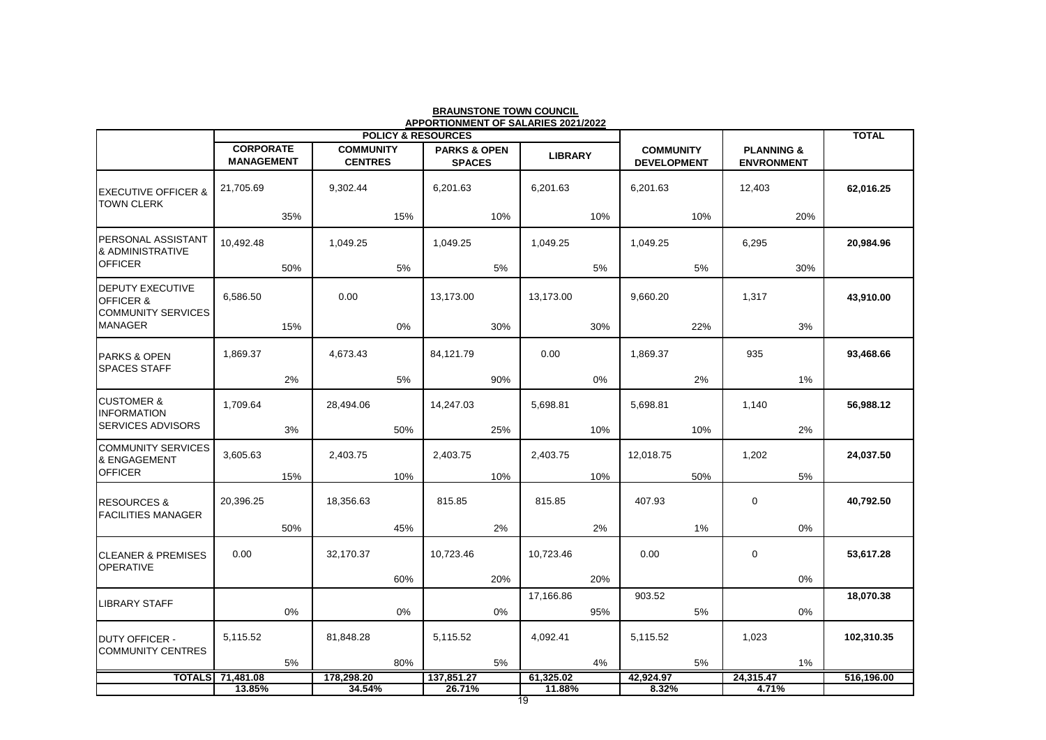**BRAUNSTONE TOWN COUNCIL**
**APPORTIONMENT OF SALARIES 2021/2022**

| | POLICY & RESOURCES | | | | | | TOTAL |
|---|---|---|---|---|---|---|---|
| | CORPORATE MANAGEMENT | COMMUNITY CENTRES | PARKS & OPEN SPACES | LIBRARY | COMMUNITY DEVELOPMENT | PLANNING & ENVRONMENT | |
| EXECUTIVE OFFICER & TOWN CLERK | 21,705.69<br>35% | 9,302.44<br>15% | 6,201.63<br>10% | 6,201.63<br>10% | 6,201.63<br>10% | 12,403<br>20% | 62,016.25 |
| PERSONAL ASSISTANT & ADMINISTRATIVE OFFICER | 10,492.48<br>50% | 1,049.25<br>5% | 1,049.25<br>5% | 1,049.25<br>5% | 1,049.25<br>5% | 6,295<br>30% | 20,984.96 |
| DEPUTY EXECUTIVE OFFICER & COMMUNITY SERVICES MANAGER | 6,586.50<br>15% | 0.00<br>0% | 13,173.00<br>30% | 13,173.00<br>30% | 9,660.20<br>22% | 1,317<br>3% | 43,910.00 |
| PARKS & OPEN SPACES STAFF | 1,869.37<br>2% | 4,673.43<br>5% | 84,121.79<br>90% | 0.00<br>0% | 1,869.37<br>2% | 935<br>1% | 93,468.66 |
| CUSTOMER & INFORMATION SERVICES ADVISORS | 1,709.64<br>3% | 28,494.06<br>50% | 14,247.03<br>25% | 5,698.81<br>10% | 5,698.81<br>10% | 1,140<br>2% | 56,988.12 |
| COMMUNITY SERVICES & ENGAGEMENT OFFICER | 3,605.63<br>15% | 2,403.75<br>10% | 2,403.75<br>10% | 2,403.75<br>10% | 12,018.75<br>50% | 1,202<br>5% | 24,037.50 |
| RESOURCES & FACILITIES MANAGER | 20,396.25<br>50% | 18,356.63<br>45% | 815.85<br>2% | 815.85<br>2% | 407.93<br>1% | 0<br>0% | 40,792.50 |
| CLEANER & PREMISES OPERATIVE | 0.00 | 32,170.37<br>60% | 10,723.46<br>20% | 10,723.46<br>20% | 0.00 | 0<br>0% | 53,617.28 |
| LIBRARY STAFF | 0% | 0% | 0% | 17,166.86<br>95% | 903.52<br>5% | 0% | 18,070.38 |
| DUTY OFFICER - COMMUNITY CENTRES | 5,115.52<br>5% | 81,848.28<br>80% | 5,115.52<br>5% | 4,092.41<br>4% | 5,115.52<br>5% | 1,023<br>1% | 102,310.35 |
| **TOTALS** | **71,481.08** | **178,298.20** | **137,851.27** | **61,325.02** | **42,924.97** | **24,315.47** | **516,196.00** |
| | **13.85%** | **34.54%** | **26.71%** | **11.88%** | **8.32%** | **4.71%** | |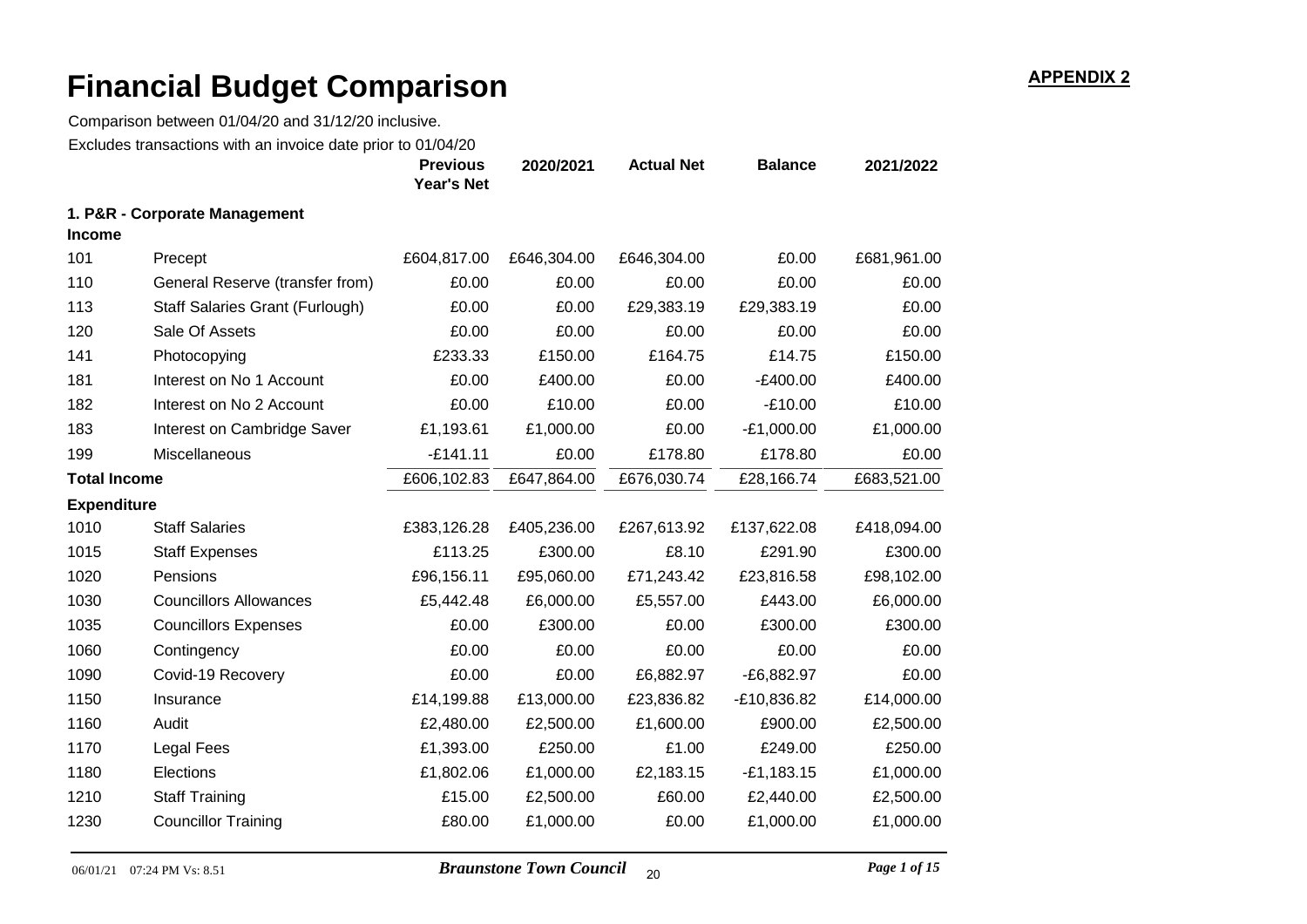**APPENDIX 2**

# Financial Budget Comparison

Comparison between 01/04/20 and 31/12/20 inclusive.

Excludes transactions with an invoice date prior to 01/04/20

| | | Previous Year's Net | 2020/2021 | Actual Net | Balance | 2021/2022 |
|---|---|---|---|---|---|---|
| **1. P&R - Corporate Management** | | | | | | |
| **Income** | | | | | | |
| 101 | Precept | £604,817.00 | £646,304.00 | £646,304.00 | £0.00 | £681,961.00 |
| 110 | General Reserve (transfer from) | £0.00 | £0.00 | £0.00 | £0.00 | £0.00 |
| 113 | Staff Salaries Grant (Furlough) | £0.00 | £0.00 | £29,383.19 | £29,383.19 | £0.00 |
| 120 | Sale Of Assets | £0.00 | £0.00 | £0.00 | £0.00 | £0.00 |
| 141 | Photocopying | £233.33 | £150.00 | £164.75 | £14.75 | £150.00 |
| 181 | Interest on No 1 Account | £0.00 | £400.00 | £0.00 | -£400.00 | £400.00 |
| 182 | Interest on No 2 Account | £0.00 | £10.00 | £0.00 | -£10.00 | £10.00 |
| 183 | Interest on Cambridge Saver | £1,193.61 | £1,000.00 | £0.00 | -£1,000.00 | £1,000.00 |
| 199 | Miscellaneous | -£141.11 | £0.00 | £178.80 | £178.80 | £0.00 |
| **Total Income** | | £606,102.83 | £647,864.00 | £676,030.74 | £28,166.74 | £683,521.00 |
| **Expenditure** | | | | | | |
| 1010 | Staff Salaries | £383,126.28 | £405,236.00 | £267,613.92 | £137,622.08 | £418,094.00 |
| 1015 | Staff Expenses | £113.25 | £300.00 | £8.10 | £291.90 | £300.00 |
| 1020 | Pensions | £96,156.11 | £95,060.00 | £71,243.42 | £23,816.58 | £98,102.00 |
| 1030 | Councillors Allowances | £5,442.48 | £6,000.00 | £5,557.00 | £443.00 | £6,000.00 |
| 1035 | Councillors Expenses | £0.00 | £300.00 | £0.00 | £300.00 | £300.00 |
| 1060 | Contingency | £0.00 | £0.00 | £0.00 | £0.00 | £0.00 |
| 1090 | Covid-19 Recovery | £0.00 | £0.00 | £6,882.97 | -£6,882.97 | £0.00 |
| 1150 | Insurance | £14,199.88 | £13,000.00 | £23,836.82 | -£10,836.82 | £14,000.00 |
| 1160 | Audit | £2,480.00 | £2,500.00 | £1,600.00 | £900.00 | £2,500.00 |
| 1170 | Legal Fees | £1,393.00 | £250.00 | £1.00 | £249.00 | £250.00 |
| 1180 | Elections | £1,802.06 | £1,000.00 | £2,183.15 | -£1,183.15 | £1,000.00 |
| 1210 | Staff Training | £15.00 | £2,500.00 | £60.00 | £2,440.00 | £2,500.00 |
| 1230 | Councillor Training | £80.00 | £1,000.00 | £0.00 | £1,000.00 | £1,000.00 |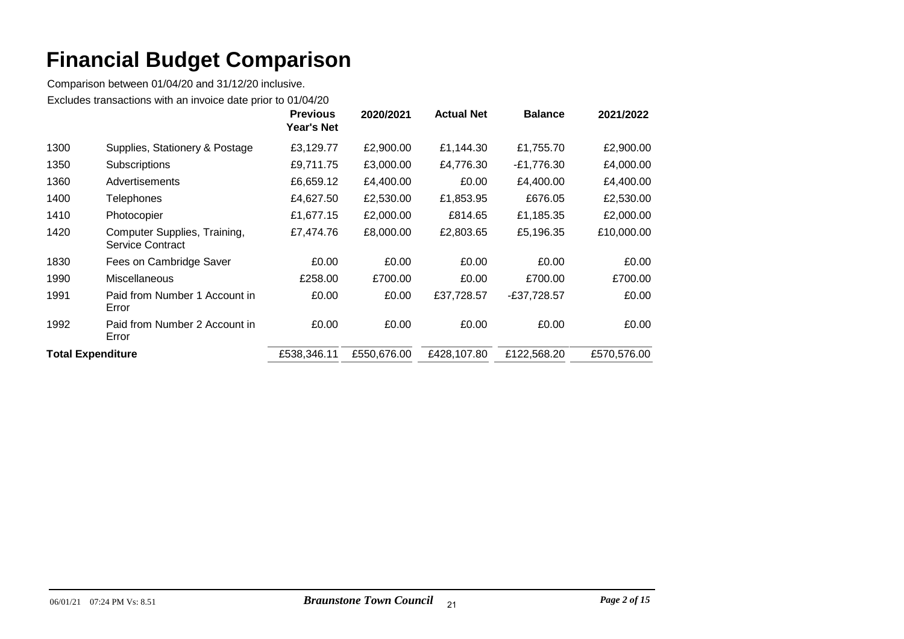# Financial Budget Comparison

Comparison between 01/04/20 and 31/12/20 inclusive.

Excludes transactions with an invoice date prior to 01/04/20

| | | Previous Year's Net | 2020/2021 | Actual Net | Balance | 2021/2022 |
|---|---|---|---|---|---|---|
| 1300 | Supplies, Stationery & Postage | £3,129.77 | £2,900.00 | £1,144.30 | £1,755.70 | £2,900.00 |
| 1350 | Subscriptions | £9,711.75 | £3,000.00 | £4,776.30 | -£1,776.30 | £4,000.00 |
| 1360 | Advertisements | £6,659.12 | £4,400.00 | £0.00 | £4,400.00 | £4,400.00 |
| 1400 | Telephones | £4,627.50 | £2,530.00 | £1,853.95 | £676.05 | £2,530.00 |
| 1410 | Photocopier | £1,677.15 | £2,000.00 | £814.65 | £1,185.35 | £2,000.00 |
| 1420 | Computer Supplies, Training, Service Contract | £7,474.76 | £8,000.00 | £2,803.65 | £5,196.35 | £10,000.00 |
| 1830 | Fees on Cambridge Saver | £0.00 | £0.00 | £0.00 | £0.00 | £0.00 |
| 1990 | Miscellaneous | £258.00 | £700.00 | £0.00 | £700.00 | £700.00 |
| 1991 | Paid from Number 1 Account in Error | £0.00 | £0.00 | £37,728.57 | -£37,728.57 | £0.00 |
| 1992 | Paid from Number 2 Account in Error | £0.00 | £0.00 | £0.00 | £0.00 | £0.00 |
| **Total Expenditure** | | £538,346.11 | £550,676.00 | £428,107.80 | £122,568.20 | £570,576.00 |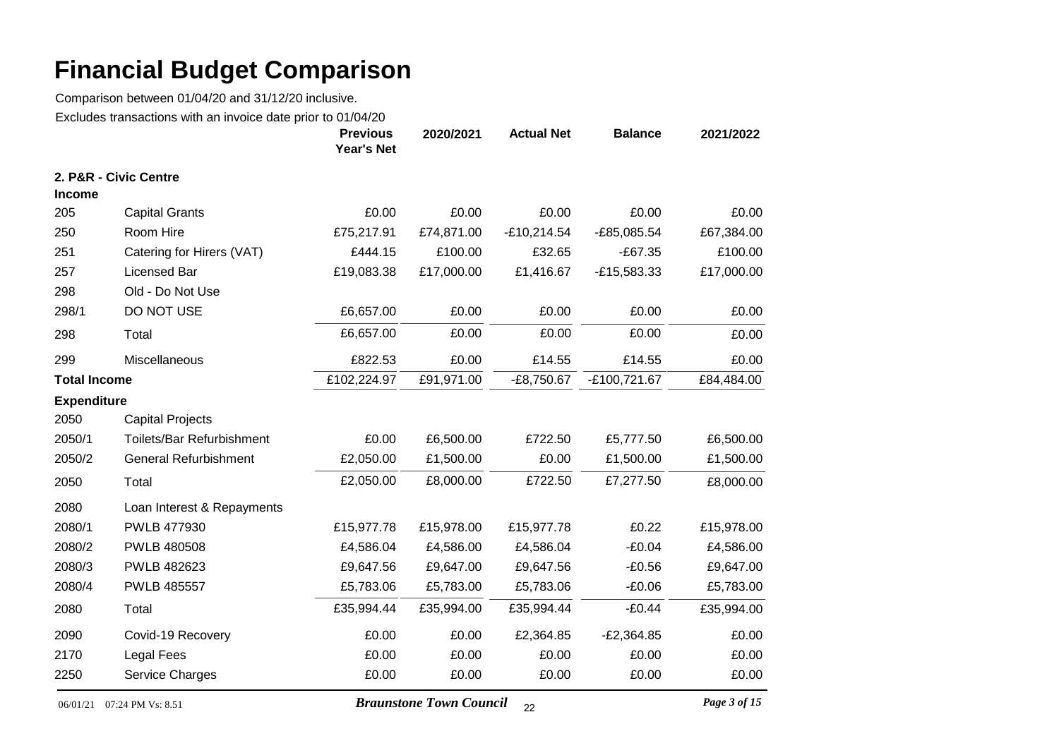# Financial Budget Comparison

Comparison between 01/04/20 and 31/12/20 inclusive.

Excludes transactions with an invoice date prior to 01/04/20

| | | Previous Year's Net | 2020/2021 | Actual Net | Balance | 2021/2022 |
|---|---|---|---|---|---|---|
| **2. P&R - Civic Centre** | | | | | | |
| **Income** | | | | | | |
| 205 | Capital Grants | £0.00 | £0.00 | £0.00 | £0.00 | £0.00 |
| 250 | Room Hire | £75,217.91 | £74,871.00 | -£10,214.54 | -£85,085.54 | £67,384.00 |
| 251 | Catering for Hirers (VAT) | £444.15 | £100.00 | £32.65 | -£67.35 | £100.00 |
| 257 | Licensed Bar | £19,083.38 | £17,000.00 | £1,416.67 | -£15,583.33 | £17,000.00 |
| 298 | Old - Do Not Use | | | | | |
| 298/1 | DO NOT USE | £6,657.00 | £0.00 | £0.00 | £0.00 | £0.00 |
| 298 | Total | £6,657.00 | £0.00 | £0.00 | £0.00 | £0.00 |
| 299 | Miscellaneous | £822.53 | £0.00 | £14.55 | £14.55 | £0.00 |
| **Total Income** | | £102,224.97 | £91,971.00 | -£8,750.67 | -£100,721.67 | £84,484.00 |
| **Expenditure** | | | | | | |
| 2050 | Capital Projects | | | | | |
| 2050/1 | Toilets/Bar Refurbishment | £0.00 | £6,500.00 | £722.50 | £5,777.50 | £6,500.00 |
| 2050/2 | General Refurbishment | £2,050.00 | £1,500.00 | £0.00 | £1,500.00 | £1,500.00 |
| 2050 | Total | £2,050.00 | £8,000.00 | £722.50 | £7,277.50 | £8,000.00 |
| 2080 | Loan Interest & Repayments | | | | | |
| 2080/1 | PWLB 477930 | £15,977.78 | £15,978.00 | £15,977.78 | £0.22 | £15,978.00 |
| 2080/2 | PWLB 480508 | £4,586.04 | £4,586.00 | £4,586.04 | -£0.04 | £4,586.00 |
| 2080/3 | PWLB 482623 | £9,647.56 | £9,647.00 | £9,647.56 | -£0.56 | £9,647.00 |
| 2080/4 | PWLB 485557 | £5,783.06 | £5,783.00 | £5,783.06 | -£0.06 | £5,783.00 |
| 2080 | Total | £35,994.44 | £35,994.00 | £35,994.44 | -£0.44 | £35,994.00 |
| 2090 | Covid-19 Recovery | £0.00 | £0.00 | £2,364.85 | -£2,364.85 | £0.00 |
| 2170 | Legal Fees | £0.00 | £0.00 | £0.00 | £0.00 | £0.00 |
| 2250 | Service Charges | £0.00 | £0.00 | £0.00 | £0.00 | £0.00 |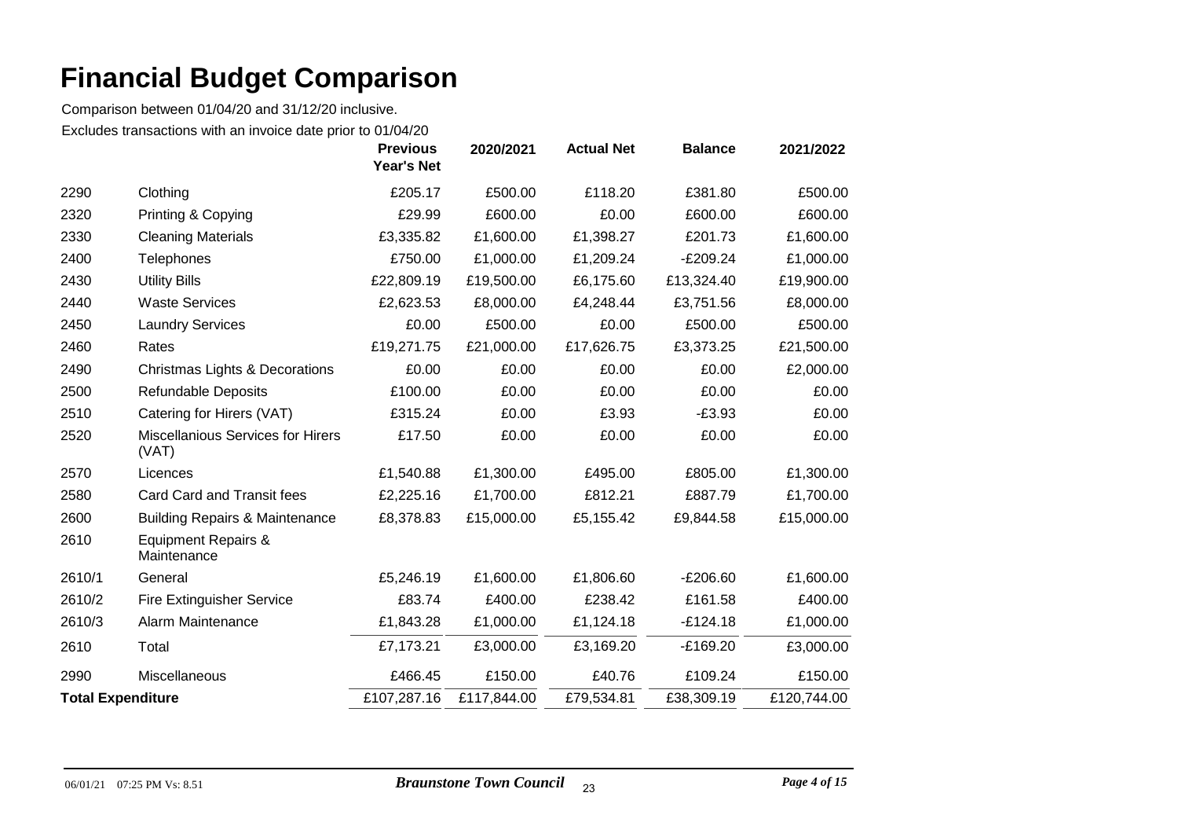# Financial Budget Comparison

Comparison between 01/04/20 and 31/12/20 inclusive.

Excludes transactions with an invoice date prior to 01/04/20

| | | Previous Year's Net | 2020/2021 | Actual Net | Balance | 2021/2022 |
|---|---|---|---|---|---|---|
| 2290 | Clothing | £205.17 | £500.00 | £118.20 | £381.80 | £500.00 |
| 2320 | Printing & Copying | £29.99 | £600.00 | £0.00 | £600.00 | £600.00 |
| 2330 | Cleaning Materials | £3,335.82 | £1,600.00 | £1,398.27 | £201.73 | £1,600.00 |
| 2400 | Telephones | £750.00 | £1,000.00 | £1,209.24 | -£209.24 | £1,000.00 |
| 2430 | Utility Bills | £22,809.19 | £19,500.00 | £6,175.60 | £13,324.40 | £19,900.00 |
| 2440 | Waste Services | £2,623.53 | £8,000.00 | £4,248.44 | £3,751.56 | £8,000.00 |
| 2450 | Laundry Services | £0.00 | £500.00 | £0.00 | £500.00 | £500.00 |
| 2460 | Rates | £19,271.75 | £21,000.00 | £17,626.75 | £3,373.25 | £21,500.00 |
| 2490 | Christmas Lights & Decorations | £0.00 | £0.00 | £0.00 | £0.00 | £2,000.00 |
| 2500 | Refundable Deposits | £100.00 | £0.00 | £0.00 | £0.00 | £0.00 |
| 2510 | Catering for Hirers (VAT) | £315.24 | £0.00 | £3.93 | -£3.93 | £0.00 |
| 2520 | Miscellanious Services for Hirers (VAT) | £17.50 | £0.00 | £0.00 | £0.00 | £0.00 |
| 2570 | Licences | £1,540.88 | £1,300.00 | £495.00 | £805.00 | £1,300.00 |
| 2580 | Card Card and Transit fees | £2,225.16 | £1,700.00 | £812.21 | £887.79 | £1,700.00 |
| 2600 | Building Repairs & Maintenance | £8,378.83 | £15,000.00 | £5,155.42 | £9,844.58 | £15,000.00 |
| 2610 | Equipment Repairs & Maintenance | | | | | |
| 2610/1 | General | £5,246.19 | £1,600.00 | £1,806.60 | -£206.60 | £1,600.00 |
| 2610/2 | Fire Extinguisher Service | £83.74 | £400.00 | £238.42 | £161.58 | £400.00 |
| 2610/3 | Alarm Maintenance | £1,843.28 | £1,000.00 | £1,124.18 | -£124.18 | £1,000.00 |
| 2610 | Total | £7,173.21 | £3,000.00 | £3,169.20 | -£169.20 | £3,000.00 |
| 2990 | Miscellaneous | £466.45 | £150.00 | £40.76 | £109.24 | £150.00 |
| **Total Expenditure** | | £107,287.16 | £117,844.00 | £79,534.81 | £38,309.19 | £120,744.00 |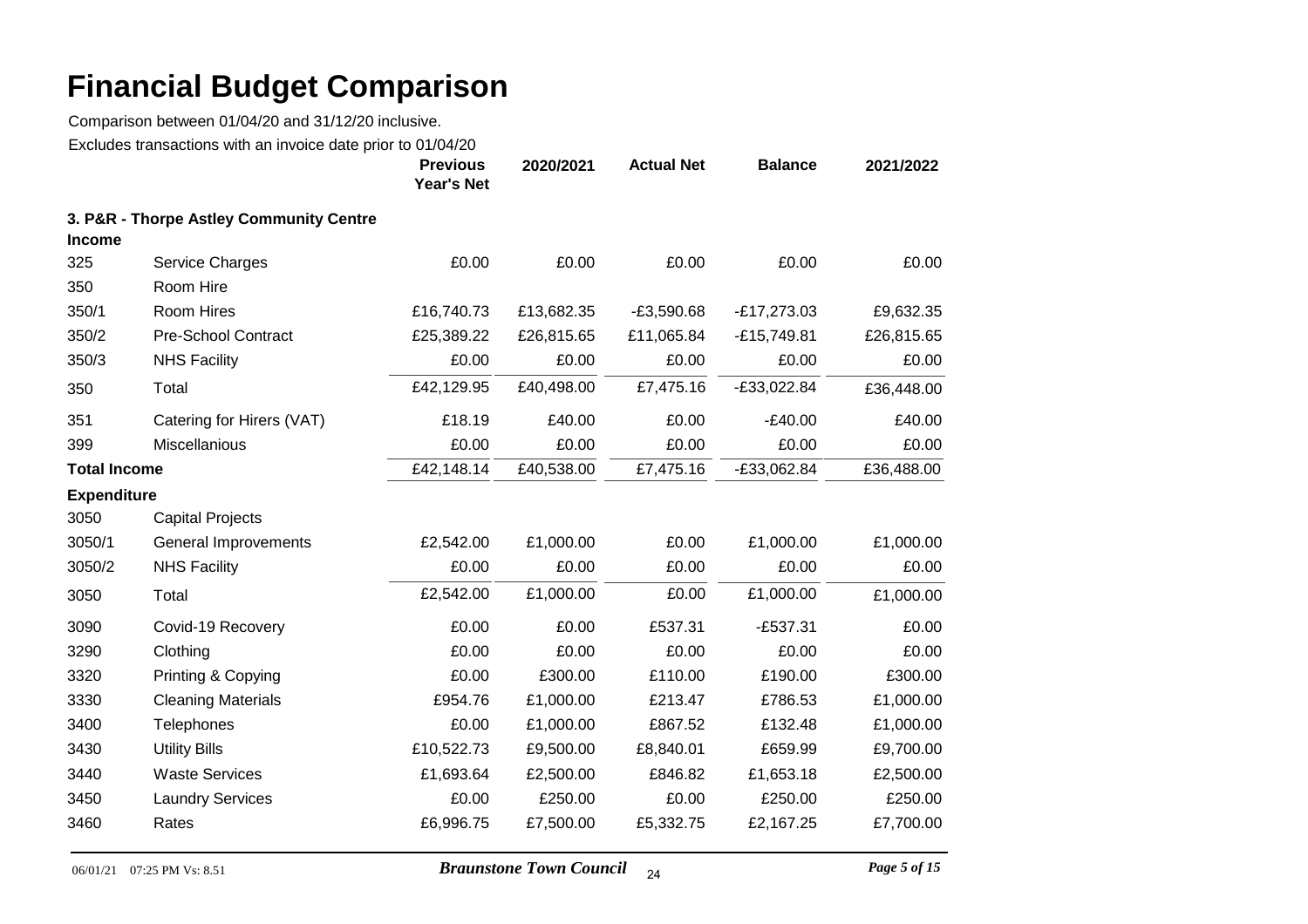# Financial Budget Comparison

Comparison between 01/04/20 and 31/12/20 inclusive.

Excludes transactions with an invoice date prior to 01/04/20

| | | Previous Year's Net | 2020/2021 | Actual Net | Balance | 2021/2022 |
|---|---|---|---|---|---|---|
| **3. P&R - Thorpe Astley Community Centre** | | | | | | |
| **Income** | | | | | | |
| 325 | Service Charges | £0.00 | £0.00 | £0.00 | £0.00 | £0.00 |
| 350 | Room Hire | | | | | |
| 350/1 | Room Hires | £16,740.73 | £13,682.35 | -£3,590.68 | -£17,273.03 | £9,632.35 |
| 350/2 | Pre-School Contract | £25,389.22 | £26,815.65 | £11,065.84 | -£15,749.81 | £26,815.65 |
| 350/3 | NHS Facility | £0.00 | £0.00 | £0.00 | £0.00 | £0.00 |
| 350 | Total | £42,129.95 | £40,498.00 | £7,475.16 | -£33,022.84 | £36,448.00 |
| 351 | Catering for Hirers (VAT) | £18.19 | £40.00 | £0.00 | -£40.00 | £40.00 |
| 399 | Miscellanious | £0.00 | £0.00 | £0.00 | £0.00 | £0.00 |
| **Total Income** | | £42,148.14 | £40,538.00 | £7,475.16 | -£33,062.84 | £36,488.00 |
| **Expenditure** | | | | | | |
| 3050 | Capital Projects | | | | | |
| 3050/1 | General Improvements | £2,542.00 | £1,000.00 | £0.00 | £1,000.00 | £1,000.00 |
| 3050/2 | NHS Facility | £0.00 | £0.00 | £0.00 | £0.00 | £0.00 |
| 3050 | Total | £2,542.00 | £1,000.00 | £0.00 | £1,000.00 | £1,000.00 |
| 3090 | Covid-19 Recovery | £0.00 | £0.00 | £537.31 | -£537.31 | £0.00 |
| 3290 | Clothing | £0.00 | £0.00 | £0.00 | £0.00 | £0.00 |
| 3320 | Printing & Copying | £0.00 | £300.00 | £110.00 | £190.00 | £300.00 |
| 3330 | Cleaning Materials | £954.76 | £1,000.00 | £213.47 | £786.53 | £1,000.00 |
| 3400 | Telephones | £0.00 | £1,000.00 | £867.52 | £132.48 | £1,000.00 |
| 3430 | Utility Bills | £10,522.73 | £9,500.00 | £8,840.01 | £659.99 | £9,700.00 |
| 3440 | Waste Services | £1,693.64 | £2,500.00 | £846.82 | £1,653.18 | £2,500.00 |
| 3450 | Laundry Services | £0.00 | £250.00 | £0.00 | £250.00 | £250.00 |
| 3460 | Rates | £6,996.75 | £7,500.00 | £5,332.75 | £2,167.25 | £7,700.00 |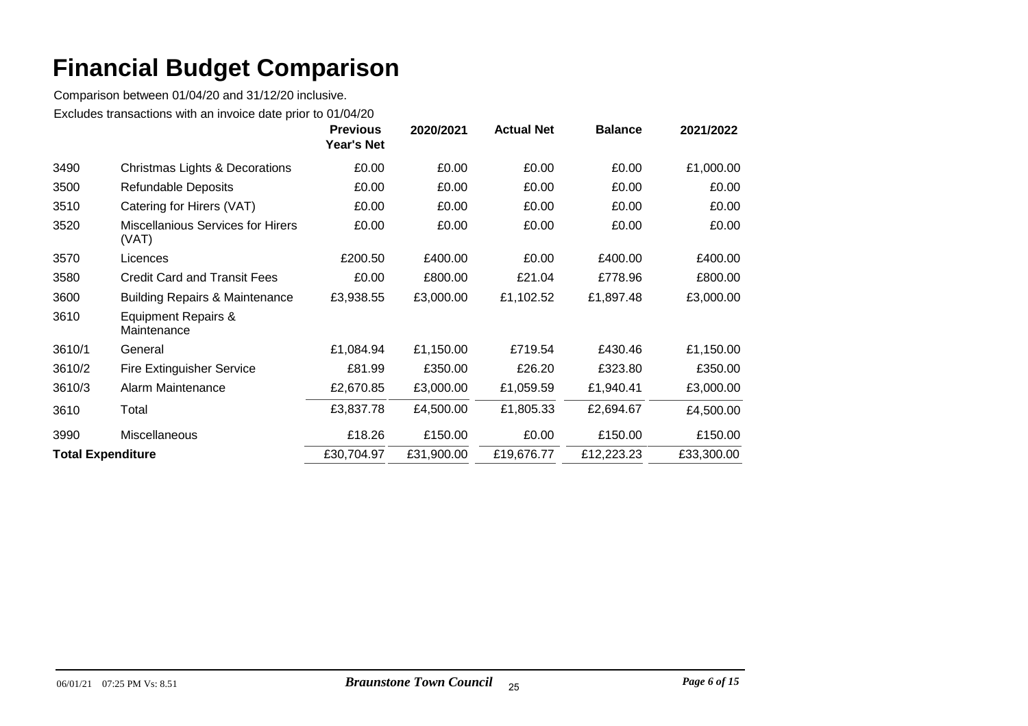# Financial Budget Comparison

Comparison between 01/04/20 and 31/12/20 inclusive.

Excludes transactions with an invoice date prior to 01/04/20

| | | Previous Year's Net | 2020/2021 | Actual Net | Balance | 2021/2022 |
|---|---|---|---|---|---|---|
| 3490 | Christmas Lights & Decorations | £0.00 | £0.00 | £0.00 | £0.00 | £1,000.00 |
| 3500 | Refundable Deposits | £0.00 | £0.00 | £0.00 | £0.00 | £0.00 |
| 3510 | Catering for Hirers (VAT) | £0.00 | £0.00 | £0.00 | £0.00 | £0.00 |
| 3520 | Miscellanious Services for Hirers (VAT) | £0.00 | £0.00 | £0.00 | £0.00 | £0.00 |
| 3570 | Licences | £200.50 | £400.00 | £0.00 | £400.00 | £400.00 |
| 3580 | Credit Card and Transit Fees | £0.00 | £800.00 | £21.04 | £778.96 | £800.00 |
| 3600 | Building Repairs & Maintenance | £3,938.55 | £3,000.00 | £1,102.52 | £1,897.48 | £3,000.00 |
| 3610 | Equipment Repairs & Maintenance | | | | | |
| 3610/1 | General | £1,084.94 | £1,150.00 | £719.54 | £430.46 | £1,150.00 |
| 3610/2 | Fire Extinguisher Service | £81.99 | £350.00 | £26.20 | £323.80 | £350.00 |
| 3610/3 | Alarm Maintenance | £2,670.85 | £3,000.00 | £1,059.59 | £1,940.41 | £3,000.00 |
| 3610 | Total | £3,837.78 | £4,500.00 | £1,805.33 | £2,694.67 | £4,500.00 |
| 3990 | Miscellaneous | £18.26 | £150.00 | £0.00 | £150.00 | £150.00 |
| **Total Expenditure** | | £30,704.97 | £31,900.00 | £19,676.77 | £12,223.23 | £33,300.00 |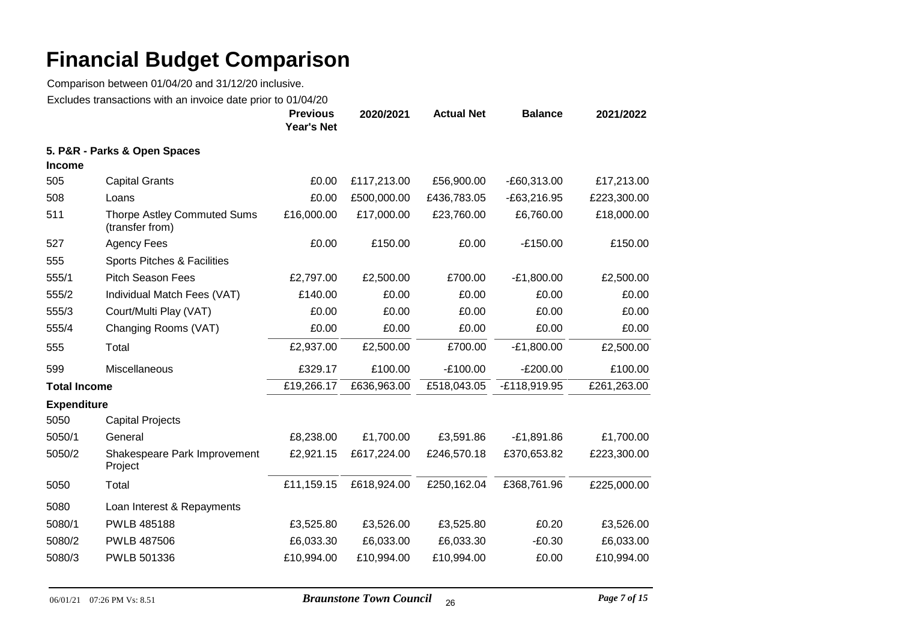# Financial Budget Comparison

Comparison between 01/04/20 and 31/12/20 inclusive.

Excludes transactions with an invoice date prior to 01/04/20

| | | Previous Year's Net | 2020/2021 | Actual Net | Balance | 2021/2022 |
|---|---|---|---|---|---|---|
| **5. P&R - Parks & Open Spaces** | | | | | | |
| **Income** | | | | | | |
| 505 | Capital Grants | £0.00 | £117,213.00 | £56,900.00 | -£60,313.00 | £17,213.00 |
| 508 | Loans | £0.00 | £500,000.00 | £436,783.05 | -£63,216.95 | £223,300.00 |
| 511 | Thorpe Astley Commuted Sums (transfer from) | £16,000.00 | £17,000.00 | £23,760.00 | £6,760.00 | £18,000.00 |
| 527 | Agency Fees | £0.00 | £150.00 | £0.00 | -£150.00 | £150.00 |
| 555 | Sports Pitches & Facilities | | | | | |
| 555/1 | Pitch Season Fees | £2,797.00 | £2,500.00 | £700.00 | -£1,800.00 | £2,500.00 |
| 555/2 | Individual Match Fees (VAT) | £140.00 | £0.00 | £0.00 | £0.00 | £0.00 |
| 555/3 | Court/Multi Play (VAT) | £0.00 | £0.00 | £0.00 | £0.00 | £0.00 |
| 555/4 | Changing Rooms (VAT) | £0.00 | £0.00 | £0.00 | £0.00 | £0.00 |
| 555 | Total | £2,937.00 | £2,500.00 | £700.00 | -£1,800.00 | £2,500.00 |
| 599 | Miscellaneous | £329.17 | £100.00 | -£100.00 | -£200.00 | £100.00 |
| **Total Income** | | £19,266.17 | £636,963.00 | £518,043.05 | -£118,919.95 | £261,263.00 |
| **Expenditure** | | | | | | |
| 5050 | Capital Projects | | | | | |
| 5050/1 | General | £8,238.00 | £1,700.00 | £3,591.86 | -£1,891.86 | £1,700.00 |
| 5050/2 | Shakespeare Park Improvement Project | £2,921.15 | £617,224.00 | £246,570.18 | £370,653.82 | £223,300.00 |
| 5050 | Total | £11,159.15 | £618,924.00 | £250,162.04 | £368,761.96 | £225,000.00 |
| 5080 | Loan Interest & Repayments | | | | | |
| 5080/1 | PWLB 485188 | £3,525.80 | £3,526.00 | £3,525.80 | £0.20 | £3,526.00 |
| 5080/2 | PWLB 487506 | £6,033.30 | £6,033.00 | £6,033.30 | -£0.30 | £6,033.00 |
| 5080/3 | PWLB 501336 | £10,994.00 | £10,994.00 | £10,994.00 | £0.00 | £10,994.00 |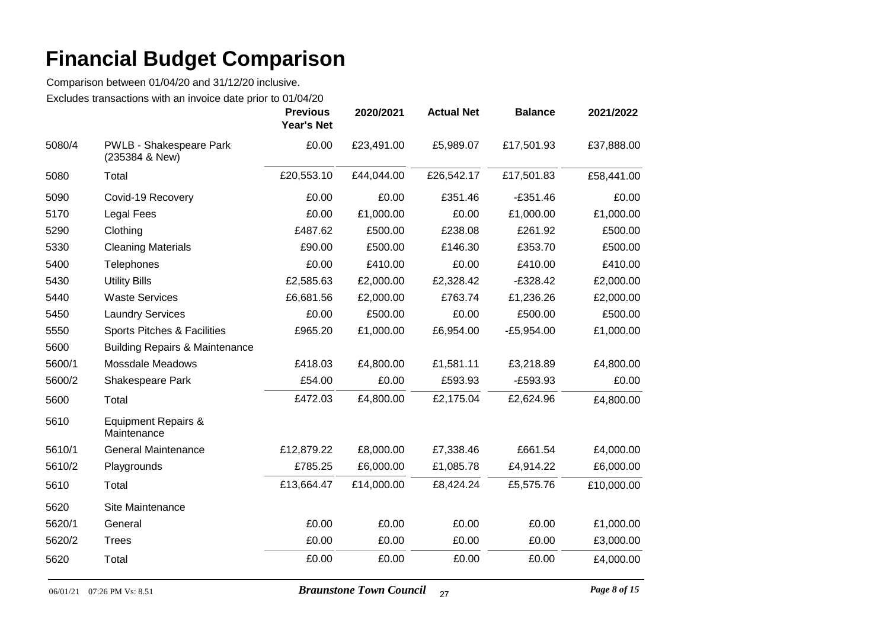# Financial Budget Comparison

Comparison between 01/04/20 and 31/12/20 inclusive.

Excludes transactions with an invoice date prior to 01/04/20

| | | Previous Year's Net | 2020/2021 | Actual Net | Balance | 2021/2022 |
|---|---|---|---|---|---|---|
| 5080/4 | PWLB - Shakespeare Park (235384 & New) | £0.00 | £23,491.00 | £5,989.07 | £17,501.93 | £37,888.00 |
| 5080 | Total | £20,553.10 | £44,044.00 | £26,542.17 | £17,501.83 | £58,441.00 |
| 5090 | Covid-19 Recovery | £0.00 | £0.00 | £351.46 | -£351.46 | £0.00 |
| 5170 | Legal Fees | £0.00 | £1,000.00 | £0.00 | £1,000.00 | £1,000.00 |
| 5290 | Clothing | £487.62 | £500.00 | £238.08 | £261.92 | £500.00 |
| 5330 | Cleaning Materials | £90.00 | £500.00 | £146.30 | £353.70 | £500.00 |
| 5400 | Telephones | £0.00 | £410.00 | £0.00 | £410.00 | £410.00 |
| 5430 | Utility Bills | £2,585.63 | £2,000.00 | £2,328.42 | -£328.42 | £2,000.00 |
| 5440 | Waste Services | £6,681.56 | £2,000.00 | £763.74 | £1,236.26 | £2,000.00 |
| 5450 | Laundry Services | £0.00 | £500.00 | £0.00 | £500.00 | £500.00 |
| 5550 | Sports Pitches & Facilities | £965.20 | £1,000.00 | £6,954.00 | -£5,954.00 | £1,000.00 |
| 5600 | Building Repairs & Maintenance | | | | | |
| 5600/1 | Mossdale Meadows | £418.03 | £4,800.00 | £1,581.11 | £3,218.89 | £4,800.00 |
| 5600/2 | Shakespeare Park | £54.00 | £0.00 | £593.93 | -£593.93 | £0.00 |
| 5600 | Total | £472.03 | £4,800.00 | £2,175.04 | £2,624.96 | £4,800.00 |
| 5610 | Equipment Repairs & Maintenance | | | | | |
| 5610/1 | General Maintenance | £12,879.22 | £8,000.00 | £7,338.46 | £661.54 | £4,000.00 |
| 5610/2 | Playgrounds | £785.25 | £6,000.00 | £1,085.78 | £4,914.22 | £6,000.00 |
| 5610 | Total | £13,664.47 | £14,000.00 | £8,424.24 | £5,575.76 | £10,000.00 |
| 5620 | Site Maintenance | | | | | |
| 5620/1 | General | £0.00 | £0.00 | £0.00 | £0.00 | £1,000.00 |
| 5620/2 | Trees | £0.00 | £0.00 | £0.00 | £0.00 | £3,000.00 |
| 5620 | Total | £0.00 | £0.00 | £0.00 | £0.00 | £4,000.00 |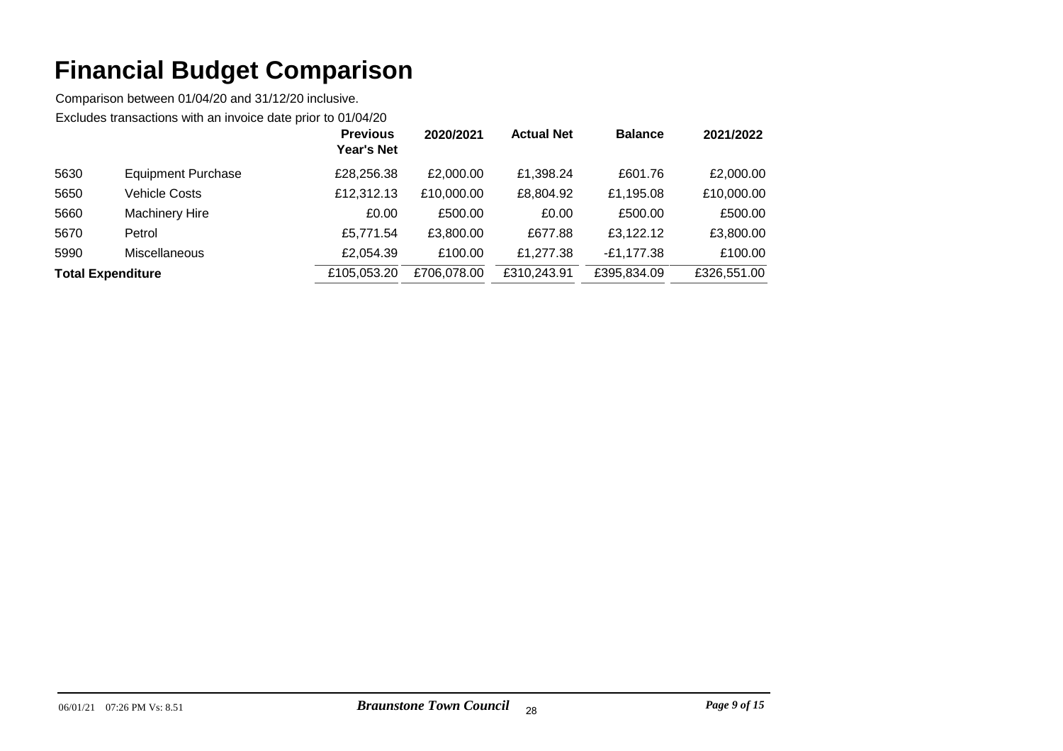# Financial Budget Comparison

Comparison between 01/04/20 and 31/12/20 inclusive.

Excludes transactions with an invoice date prior to 01/04/20

| | | Previous Year's Net | 2020/2021 | Actual Net | Balance | 2021/2022 |
|---|---|---|---|---|---|---|
| 5630 | Equipment Purchase | £28,256.38 | £2,000.00 | £1,398.24 | £601.76 | £2,000.00 |
| 5650 | Vehicle Costs | £12,312.13 | £10,000.00 | £8,804.92 | £1,195.08 | £10,000.00 |
| 5660 | Machinery Hire | £0.00 | £500.00 | £0.00 | £500.00 | £500.00 |
| 5670 | Petrol | £5,771.54 | £3,800.00 | £677.88 | £3,122.12 | £3,800.00 |
| 5990 | Miscellaneous | £2,054.39 | £100.00 | £1,277.38 | -£1,177.38 | £100.00 |
| **Total Expenditure** | | £105,053.20 | £706,078.00 | £310,243.91 | £395,834.09 | £326,551.00 |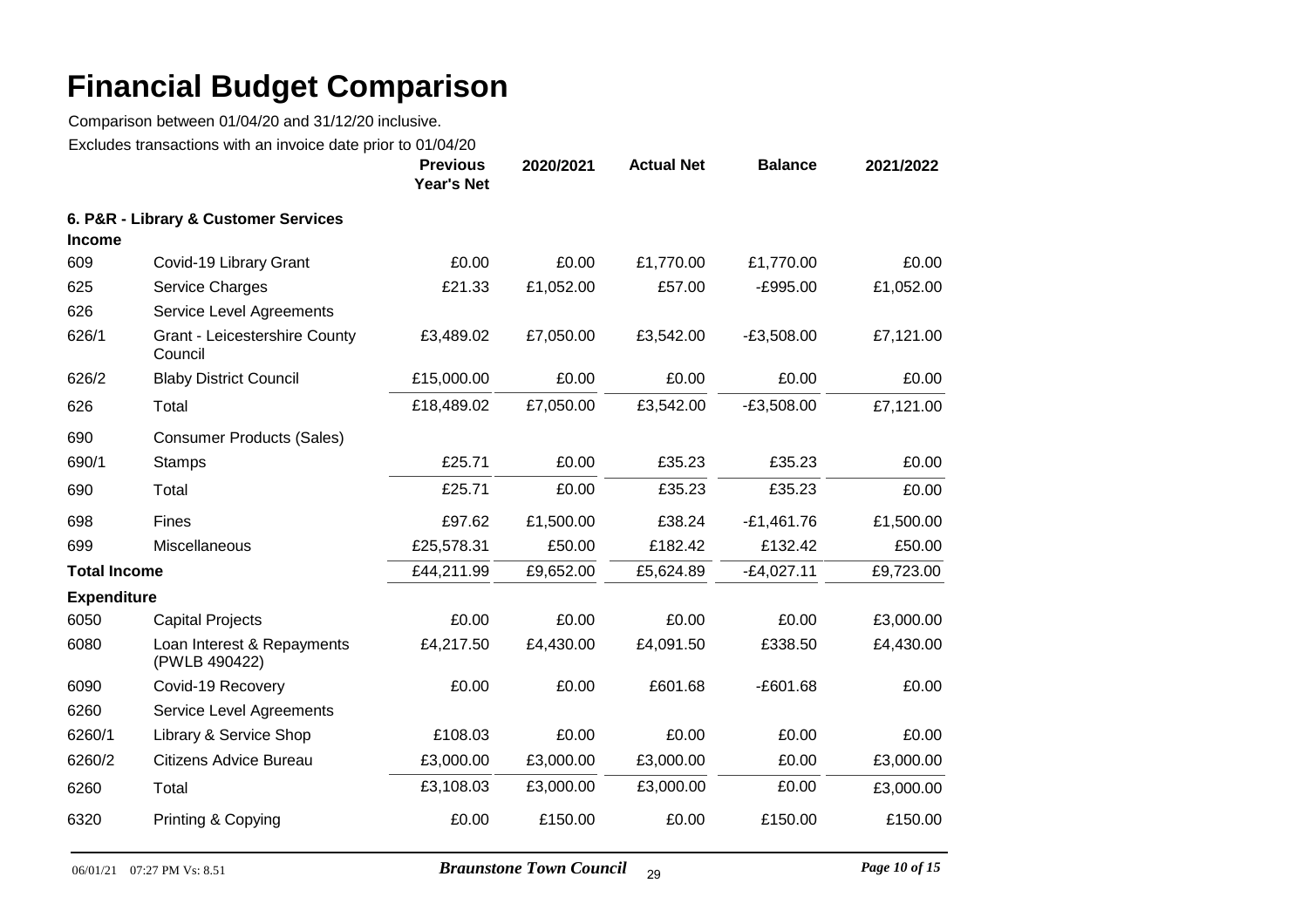# Financial Budget Comparison

Comparison between 01/04/20 and 31/12/20 inclusive.

Excludes transactions with an invoice date prior to 01/04/20

| | | Previous Year's Net | 2020/2021 | Actual Net | Balance | 2021/2022 |
|---|---|---|---|---|---|---|
| **6. P&R - Library & Customer Services** | | | | | | |
| **Income** | | | | | | |
| 609 | Covid-19 Library Grant | £0.00 | £0.00 | £1,770.00 | £1,770.00 | £0.00 |
| 625 | Service Charges | £21.33 | £1,052.00 | £57.00 | -£995.00 | £1,052.00 |
| 626 | Service Level Agreements | | | | | |
| 626/1 | Grant - Leicestershire County Council | £3,489.02 | £7,050.00 | £3,542.00 | -£3,508.00 | £7,121.00 |
| 626/2 | Blaby District Council | £15,000.00 | £0.00 | £0.00 | £0.00 | £0.00 |
| 626 | Total | £18,489.02 | £7,050.00 | £3,542.00 | -£3,508.00 | £7,121.00 |
| 690 | Consumer Products (Sales) | | | | | |
| 690/1 | Stamps | £25.71 | £0.00 | £35.23 | £35.23 | £0.00 |
| 690 | Total | £25.71 | £0.00 | £35.23 | £35.23 | £0.00 |
| 698 | Fines | £97.62 | £1,500.00 | £38.24 | -£1,461.76 | £1,500.00 |
| 699 | Miscellaneous | £25,578.31 | £50.00 | £182.42 | £132.42 | £50.00 |
| **Total Income** | | £44,211.99 | £9,652.00 | £5,624.89 | -£4,027.11 | £9,723.00 |
| **Expenditure** | | | | | | |
| 6050 | Capital Projects | £0.00 | £0.00 | £0.00 | £0.00 | £3,000.00 |
| 6080 | Loan Interest & Repayments (PWLB 490422) | £4,217.50 | £4,430.00 | £4,091.50 | £338.50 | £4,430.00 |
| 6090 | Covid-19 Recovery | £0.00 | £0.00 | £601.68 | -£601.68 | £0.00 |
| 6260 | Service Level Agreements | | | | | |
| 6260/1 | Library & Service Shop | £108.03 | £0.00 | £0.00 | £0.00 | £0.00 |
| 6260/2 | Citizens Advice Bureau | £3,000.00 | £3,000.00 | £3,000.00 | £0.00 | £3,000.00 |
| 6260 | Total | £3,108.03 | £3,000.00 | £3,000.00 | £0.00 | £3,000.00 |
| 6320 | Printing & Copying | £0.00 | £150.00 | £0.00 | £150.00 | £150.00 |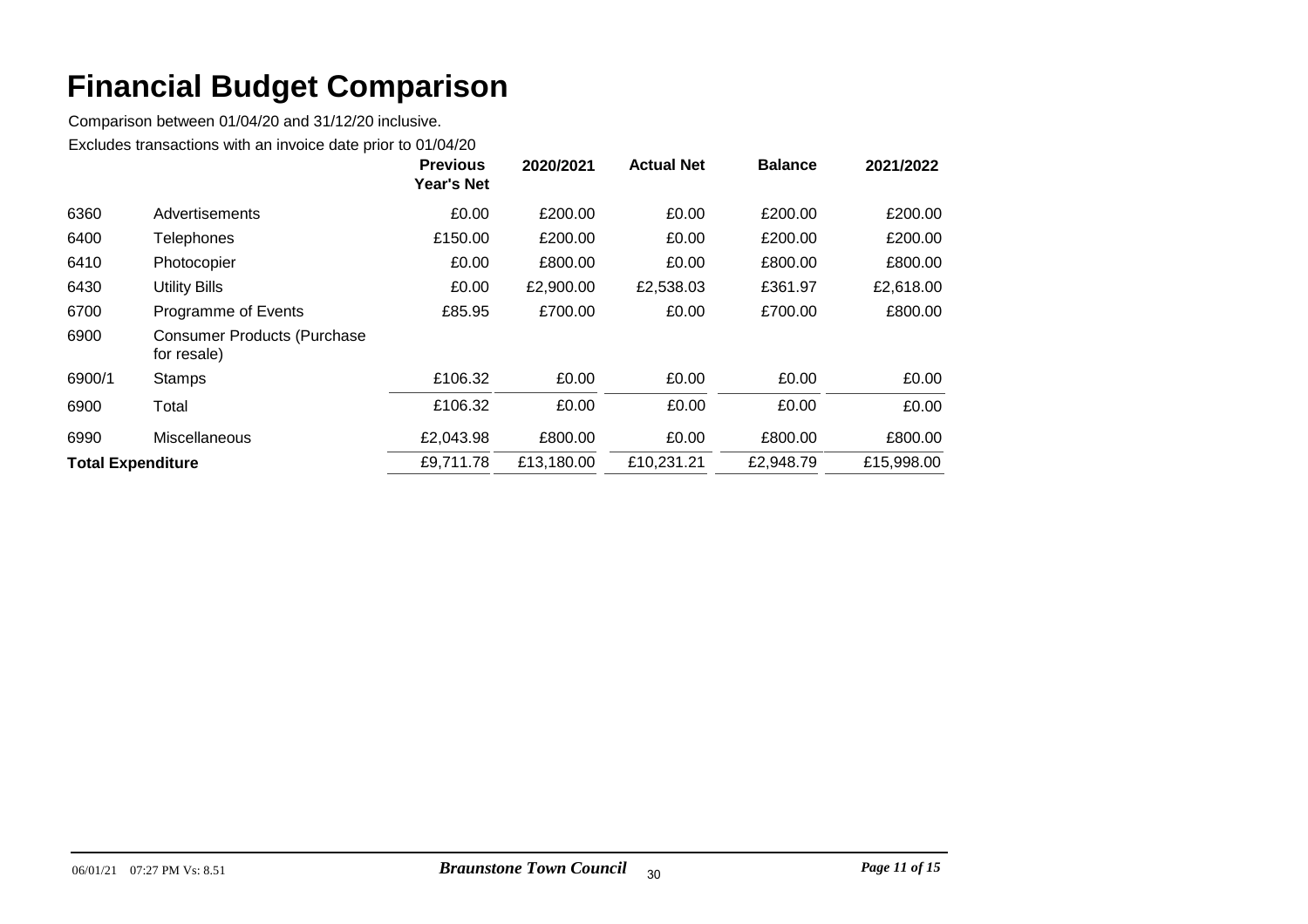# Financial Budget Comparison

Comparison between 01/04/20 and 31/12/20 inclusive.

Excludes transactions with an invoice date prior to 01/04/20

| | | Previous Year's Net | 2020/2021 | Actual Net | Balance | 2021/2022 |
|---|---|---|---|---|---|---|
| 6360 | Advertisements | £0.00 | £200.00 | £0.00 | £200.00 | £200.00 |
| 6400 | Telephones | £150.00 | £200.00 | £0.00 | £200.00 | £200.00 |
| 6410 | Photocopier | £0.00 | £800.00 | £0.00 | £800.00 | £800.00 |
| 6430 | Utility Bills | £0.00 | £2,900.00 | £2,538.03 | £361.97 | £2,618.00 |
| 6700 | Programme of Events | £85.95 | £700.00 | £0.00 | £700.00 | £800.00 |
| 6900 | Consumer Products (Purchase for resale) | | | | | |
| 6900/1 | Stamps | £106.32 | £0.00 | £0.00 | £0.00 | £0.00 |
| 6900 | Total | £106.32 | £0.00 | £0.00 | £0.00 | £0.00 |
| 6990 | Miscellaneous | £2,043.98 | £800.00 | £0.00 | £800.00 | £800.00 |
| **Total Expenditure** | | £9,711.78 | £13,180.00 | £10,231.21 | £2,948.79 | £15,998.00 |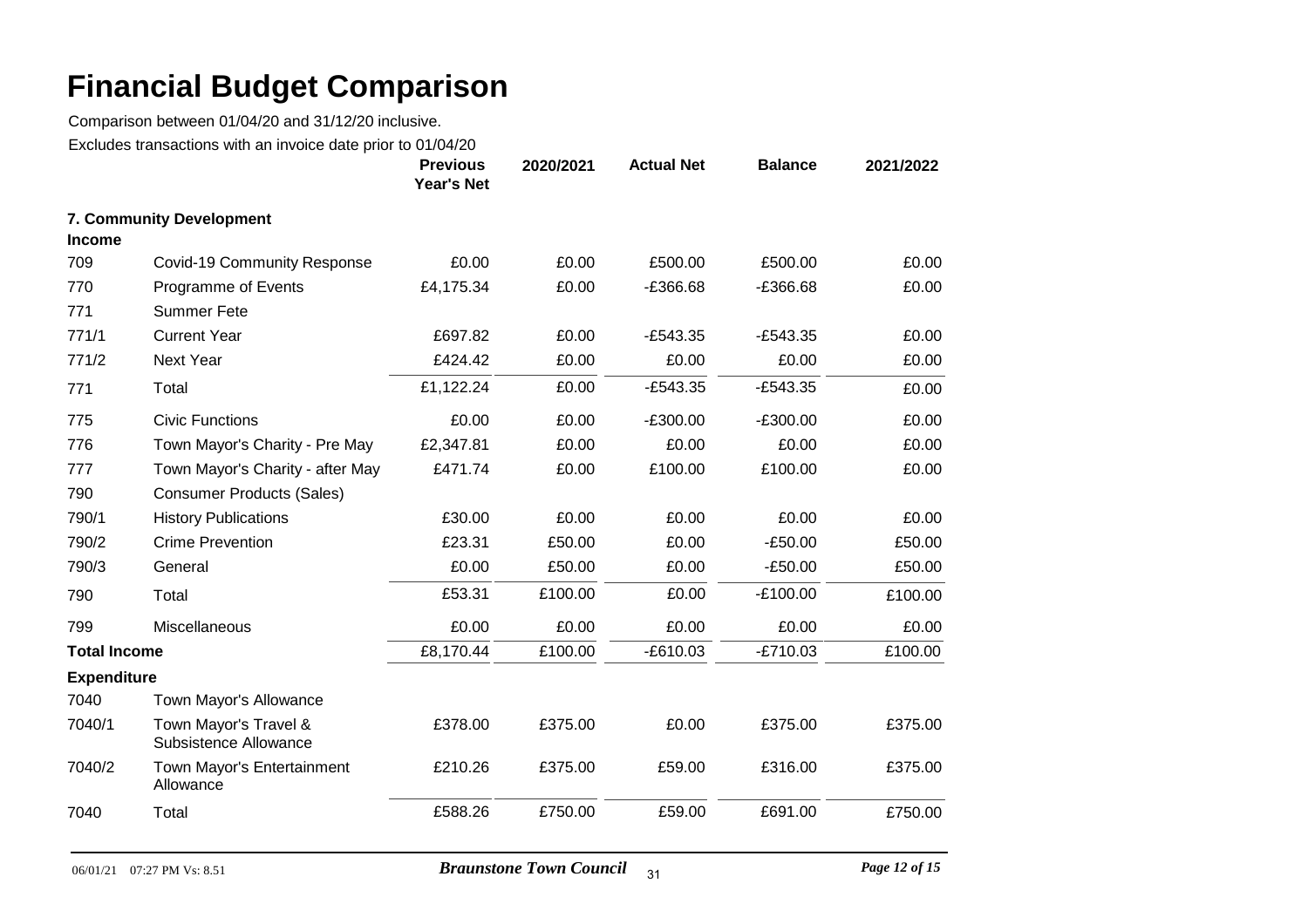# Financial Budget Comparison

Comparison between 01/04/20 and 31/12/20 inclusive.

Excludes transactions with an invoice date prior to 01/04/20

| | | Previous Year's Net | 2020/2021 | Actual Net | Balance | 2021/2022 |
|---|---|---|---|---|---|---|
| **7. Community Development** | | | | | | |
| **Income** | | | | | | |
| 709 | Covid-19 Community Response | £0.00 | £0.00 | £500.00 | £500.00 | £0.00 |
| 770 | Programme of Events | £4,175.34 | £0.00 | -£366.68 | -£366.68 | £0.00 |
| 771 | Summer Fete | | | | | |
| 771/1 | Current Year | £697.82 | £0.00 | -£543.35 | -£543.35 | £0.00 |
| 771/2 | Next Year | £424.42 | £0.00 | £0.00 | £0.00 | £0.00 |
| 771 | Total | £1,122.24 | £0.00 | -£543.35 | -£543.35 | £0.00 |
| 775 | Civic Functions | £0.00 | £0.00 | -£300.00 | -£300.00 | £0.00 |
| 776 | Town Mayor's Charity - Pre May | £2,347.81 | £0.00 | £0.00 | £0.00 | £0.00 |
| 777 | Town Mayor's Charity - after May | £471.74 | £0.00 | £100.00 | £100.00 | £0.00 |
| 790 | Consumer Products (Sales) | | | | | |
| 790/1 | History Publications | £30.00 | £0.00 | £0.00 | £0.00 | £0.00 |
| 790/2 | Crime Prevention | £23.31 | £50.00 | £0.00 | -£50.00 | £50.00 |
| 790/3 | General | £0.00 | £50.00 | £0.00 | -£50.00 | £50.00 |
| 790 | Total | £53.31 | £100.00 | £0.00 | -£100.00 | £100.00 |
| 799 | Miscellaneous | £0.00 | £0.00 | £0.00 | £0.00 | £0.00 |
| **Total Income** | | £8,170.44 | £100.00 | -£610.03 | -£710.03 | £100.00 |
| **Expenditure** | | | | | | |
| 7040 | Town Mayor's Allowance | | | | | |
| 7040/1 | Town Mayor's Travel & Subsistence Allowance | £378.00 | £375.00 | £0.00 | £375.00 | £375.00 |
| 7040/2 | Town Mayor's Entertainment Allowance | £210.26 | £375.00 | £59.00 | £316.00 | £375.00 |
| 7040 | Total | £588.26 | £750.00 | £59.00 | £691.00 | £750.00 |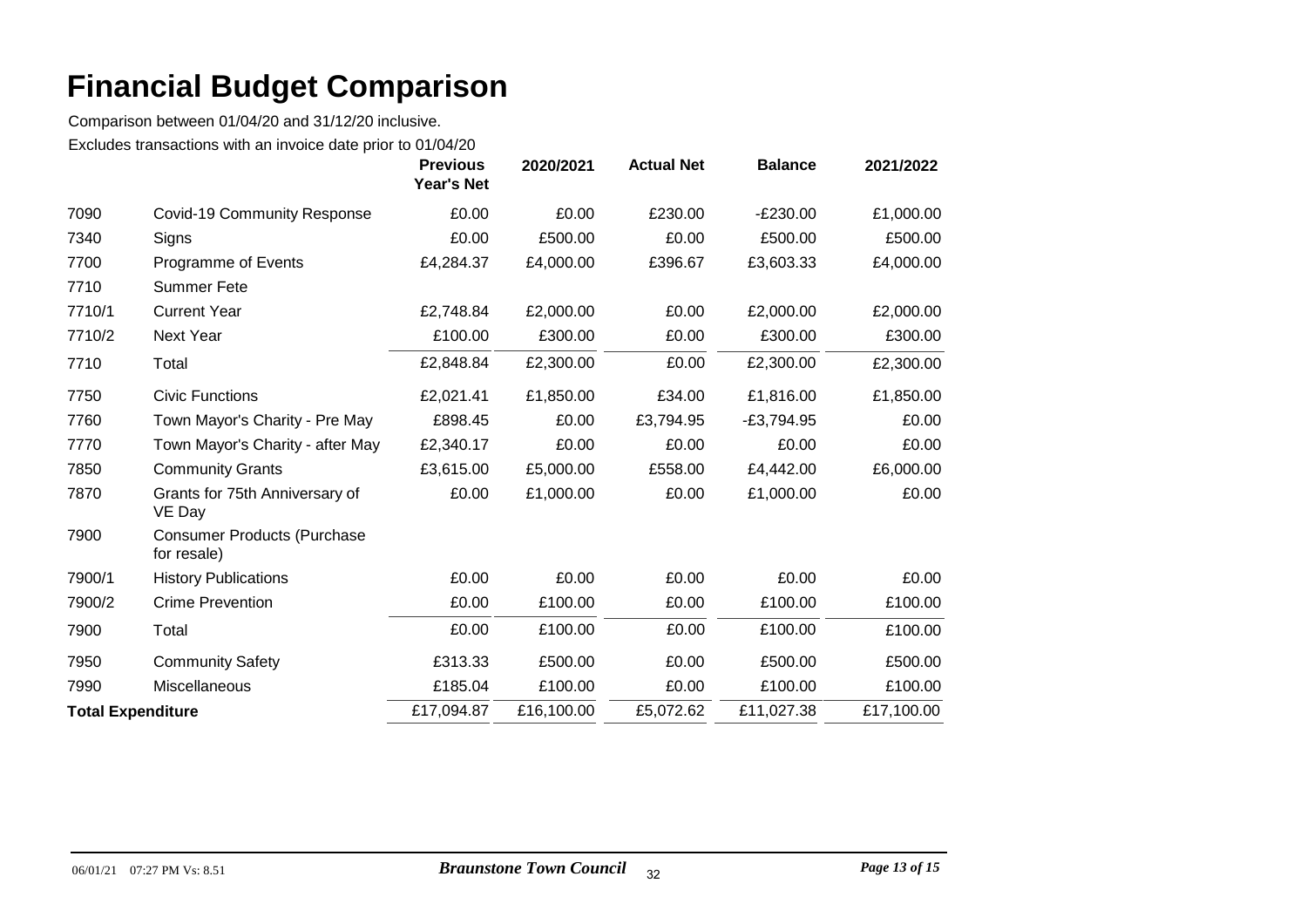# Financial Budget Comparison

Comparison between 01/04/20 and 31/12/20 inclusive.

Excludes transactions with an invoice date prior to 01/04/20

| | | Previous Year's Net | 2020/2021 | Actual Net | Balance | 2021/2022 |
|---|---|---|---|---|---|---|
| 7090 | Covid-19 Community Response | £0.00 | £0.00 | £230.00 | -£230.00 | £1,000.00 |
| 7340 | Signs | £0.00 | £500.00 | £0.00 | £500.00 | £500.00 |
| 7700 | Programme of Events | £4,284.37 | £4,000.00 | £396.67 | £3,603.33 | £4,000.00 |
| 7710 | Summer Fete | | | | | |
| 7710/1 | Current Year | £2,748.84 | £2,000.00 | £0.00 | £2,000.00 | £2,000.00 |
| 7710/2 | Next Year | £100.00 | £300.00 | £0.00 | £300.00 | £300.00 |
| 7710 | Total | £2,848.84 | £2,300.00 | £0.00 | £2,300.00 | £2,300.00 |
| 7750 | Civic Functions | £2,021.41 | £1,850.00 | £34.00 | £1,816.00 | £1,850.00 |
| 7760 | Town Mayor's Charity - Pre May | £898.45 | £0.00 | £3,794.95 | -£3,794.95 | £0.00 |
| 7770 | Town Mayor's Charity - after May | £2,340.17 | £0.00 | £0.00 | £0.00 | £0.00 |
| 7850 | Community Grants | £3,615.00 | £5,000.00 | £558.00 | £4,442.00 | £6,000.00 |
| 7870 | Grants for 75th Anniversary of VE Day | £0.00 | £1,000.00 | £0.00 | £1,000.00 | £0.00 |
| 7900 | Consumer Products (Purchase for resale) | | | | | |
| 7900/1 | History Publications | £0.00 | £0.00 | £0.00 | £0.00 | £0.00 |
| 7900/2 | Crime Prevention | £0.00 | £100.00 | £0.00 | £100.00 | £100.00 |
| 7900 | Total | £0.00 | £100.00 | £0.00 | £100.00 | £100.00 |
| 7950 | Community Safety | £313.33 | £500.00 | £0.00 | £500.00 | £500.00 |
| 7990 | Miscellaneous | £185.04 | £100.00 | £0.00 | £100.00 | £100.00 |
| **Total Expenditure** | | £17,094.87 | £16,100.00 | £5,072.62 | £11,027.38 | £17,100.00 |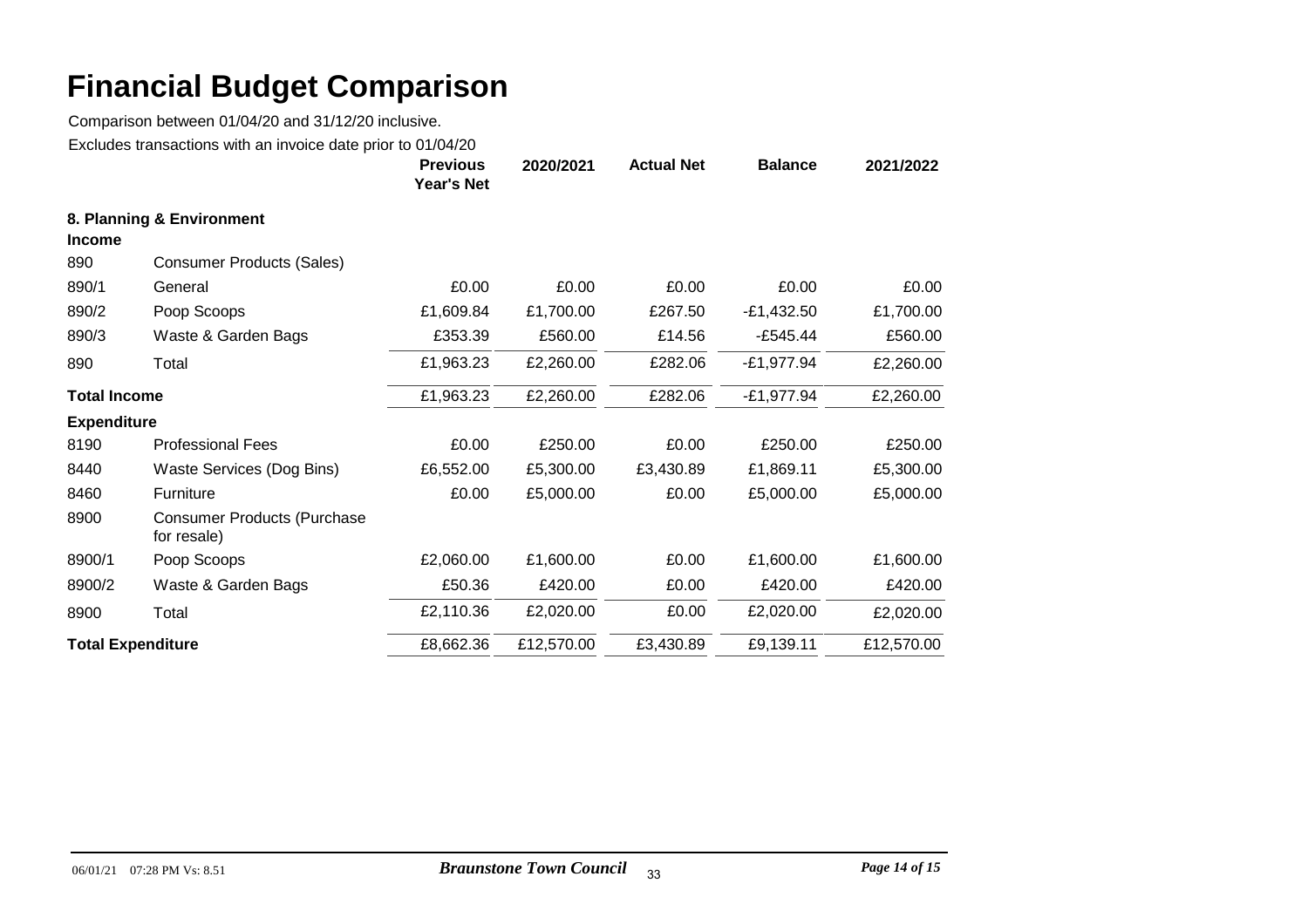# Financial Budget Comparison

Comparison between 01/04/20 and 31/12/20 inclusive.

Excludes transactions with an invoice date prior to 01/04/20

| | | Previous Year's Net | 2020/2021 | Actual Net | Balance | 2021/2022 |
|---|---|---|---|---|---|---|
| **8. Planning & Environment** | | | | | | |
| **Income** | | | | | | |
| 890 | Consumer Products (Sales) | | | | | |
| 890/1 | General | £0.00 | £0.00 | £0.00 | £0.00 | £0.00 |
| 890/2 | Poop Scoops | £1,609.84 | £1,700.00 | £267.50 | -£1,432.50 | £1,700.00 |
| 890/3 | Waste & Garden Bags | £353.39 | £560.00 | £14.56 | -£545.44 | £560.00 |
| 890 | Total | £1,963.23 | £2,260.00 | £282.06 | -£1,977.94 | £2,260.00 |
| **Total Income** | | £1,963.23 | £2,260.00 | £282.06 | -£1,977.94 | £2,260.00 |
| **Expenditure** | | | | | | |
| 8190 | Professional Fees | £0.00 | £250.00 | £0.00 | £250.00 | £250.00 |
| 8440 | Waste Services (Dog Bins) | £6,552.00 | £5,300.00 | £3,430.89 | £1,869.11 | £5,300.00 |
| 8460 | Furniture | £0.00 | £5,000.00 | £0.00 | £5,000.00 | £5,000.00 |
| 8900 | Consumer Products (Purchase for resale) | | | | | |
| 8900/1 | Poop Scoops | £2,060.00 | £1,600.00 | £0.00 | £1,600.00 | £1,600.00 |
| 8900/2 | Waste & Garden Bags | £50.36 | £420.00 | £0.00 | £420.00 | £420.00 |
| 8900 | Total | £2,110.36 | £2,020.00 | £0.00 | £2,020.00 | £2,020.00 |
| **Total Expenditure** | | £8,662.36 | £12,570.00 | £3,430.89 | £9,139.11 | £12,570.00 |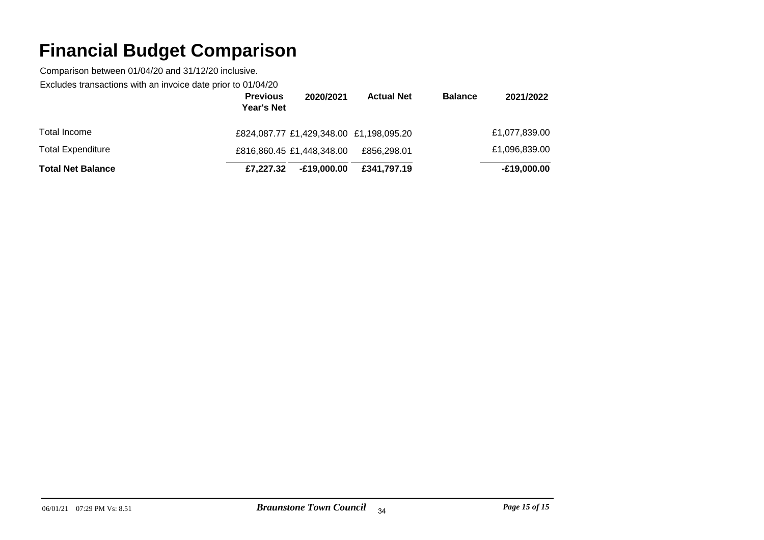# Financial Budget Comparison

Comparison between 01/04/20 and 31/12/20 inclusive.

Excludes transactions with an invoice date prior to 01/04/20

| | Previous Year's Net | 2020/2021 | Actual Net | Balance | 2021/2022 |
|---|---|---|---|---|---|
| Total Income | £824,087.77 | £1,429,348.00 | £1,198,095.20 | | £1,077,839.00 |
| Total Expenditure | £816,860.45 | £1,448,348.00 | £856,298.01 | | £1,096,839.00 |
| **Total Net Balance** | **£7,227.32** | **-£19,000.00** | **£341,797.19** | | **-£19,000.00** |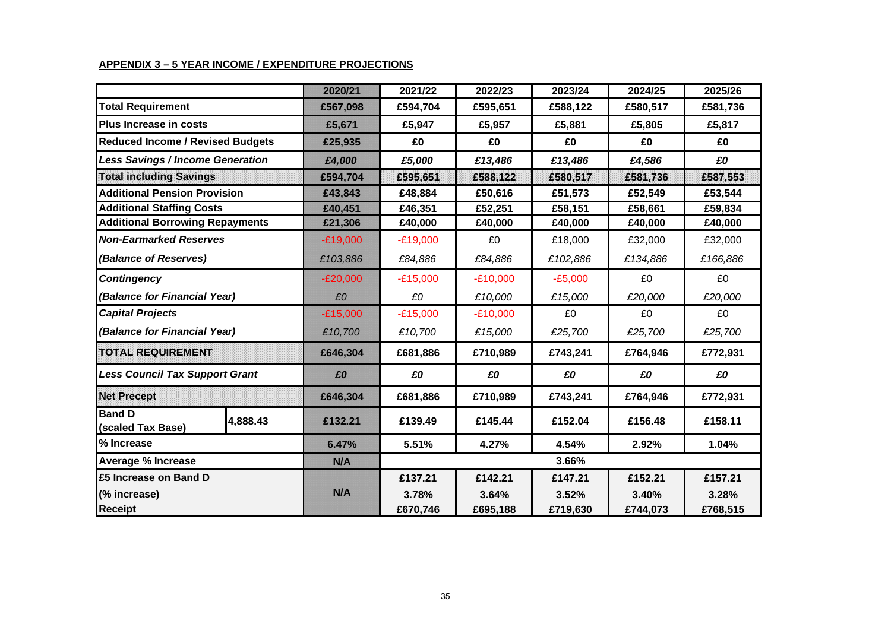**APPENDIX 3 – 5 YEAR INCOME / EXPENDITURE PROJECTIONS**

| | | 2020/21 | 2021/22 | 2022/23 | 2023/24 | 2024/25 | 2025/26 |
|---|---|---|---|---|---|---|---|
| **Total Requirement** | | **£567,098** | **£594,704** | **£595,651** | **£588,122** | **£580,517** | **£581,736** |
| **Plus Increase in costs** | | **£5,671** | **£5,947** | **£5,957** | **£5,881** | **£5,805** | **£5,817** |
| **Reduced Income / Revised Budgets** | | **£25,935** | **£0** | **£0** | **£0** | **£0** | **£0** |
| ***Less Savings / Income Generation*** | | ***£4,000*** | ***£5,000*** | ***£13,486*** | ***£13,486*** | ***£4,586*** | ***£0*** |
| **Total including Savings** | | **£594,704** | **£595,651** | **£588,122** | **£580,517** | **£581,736** | **£587,553** |
| **Additional Pension Provision** | | **£43,843** | **£48,884** | **£50,616** | **£51,573** | **£52,549** | **£53,544** |
| **Additional Staffing Costs** | | **£40,451** | **£46,351** | **£52,251** | **£58,151** | **£58,661** | **£59,834** |
| **Additional Borrowing Repayments** | | **£21,306** | **£40,000** | **£40,000** | **£40,000** | **£40,000** | **£40,000** |
| ***Non-Earmarked Reserves*** | | -£19,000 | -£19,000 | £0 | £18,000 | £32,000 | £32,000 |
| ***(Balance of Reserves)*** | | *£103,886* | *£84,886* | *£84,886* | *£102,886* | *£134,886* | *£166,886* |
| ***Contingency*** | | -£20,000 | -£15,000 | -£10,000 | -£5,000 | £0 | £0 |
| ***(Balance for Financial Year)*** | | *£0* | *£0* | *£10,000* | *£15,000* | *£20,000* | *£20,000* |
| ***Capital Projects*** | | -£15,000 | -£15,000 | -£10,000 | £0 | £0 | £0 |
| ***(Balance for Financial Year)*** | | *£10,700* | *£10,700* | *£15,000* | *£25,700* | *£25,700* | *£25,700* |
| **TOTAL REQUIREMENT** | | **£646,304** | **£681,886** | **£710,989** | **£743,241** | **£764,946** | **£772,931** |
| ***Less Council Tax Support Grant*** | | ***£0*** | ***£0*** | ***£0*** | ***£0*** | ***£0*** | ***£0*** |
| **Net Precept** | | **£646,304** | **£681,886** | **£710,989** | **£743,241** | **£764,946** | **£772,931** |
| **Band D (scaled Tax Base)** | **4,888.43** | **£132.21** | **£139.49** | **£145.44** | **£152.04** | **£156.48** | **£158.11** |
| **% Increase** | | **6.47%** | **5.51%** | **4.27%** | **4.54%** | **2.92%** | **1.04%** |
| **Average % Increase** | | **N/A** | | | **3.66%** | | |
| **£5 Increase on Band D** | | | **£137.21** | **£142.21** | **£147.21** | **£152.21** | **£157.21** |
| **(% increase)** | | **N/A** | **3.78%** | **3.64%** | **3.52%** | **3.40%** | **3.28%** |
| **Receipt** | | | **£670,746** | **£695,188** | **£719,630** | **£744,073** | **£768,515** |